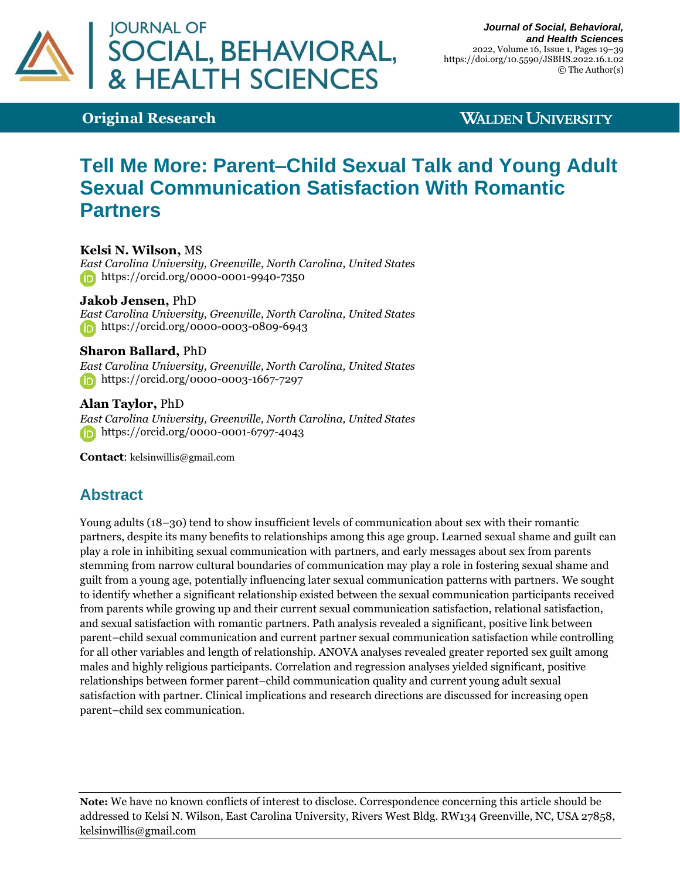# Tell Me More: Parent–Child Sexual Talk and Young Adult Sexual Communication Satisfaction With Romantic Partners

Original Research

**Kelsi N. Wilson,** MS
*East Carolina University, Greenville, North Carolina, United States*
https://orcid.org/0000-0001-9940-7350

**Jakob Jensen,** PhD
*East Carolina University, Greenville, North Carolina, United States*
https://orcid.org/0000-0003-0809-6943

**Sharon Ballard,** PhD
*East Carolina University, Greenville, North Carolina, United States*
https://orcid.org/0000-0003-1667-7297

**Alan Taylor,** PhD
*East Carolina University, Greenville, North Carolina, United States*
https://orcid.org/0000-0001-6797-4043

**Contact**: kelsinwillis@gmail.com

## Abstract

Young adults (18–30) tend to show insufficient levels of communication about sex with their romantic partners, despite its many benefits to relationships among this age group. Learned sexual shame and guilt can play a role in inhibiting sexual communication with partners, and early messages about sex from parents stemming from narrow cultural boundaries of communication may play a role in fostering sexual shame and guilt from a young age, potentially influencing later sexual communication patterns with partners. We sought to identify whether a significant relationship existed between the sexual communication participants received from parents while growing up and their current sexual communication satisfaction, relational satisfaction, and sexual satisfaction with romantic partners. Path analysis revealed a significant, positive link between parent–child sexual communication and current partner sexual communication satisfaction while controlling for all other variables and length of relationship. ANOVA analyses revealed greater reported sex guilt among males and highly religious participants. Correlation and regression analyses yielded significant, positive relationships between former parent–child communication quality and current young adult sexual satisfaction with partner. Clinical implications and research directions are discussed for increasing open parent–child sex communication.

**Note:** We have no known conflicts of interest to disclose. Correspondence concerning this article should be addressed to Kelsi N. Wilson, East Carolina University, Rivers West Bldg. RW134 Greenville, NC, USA 27858, kelsinwillis@gmail.com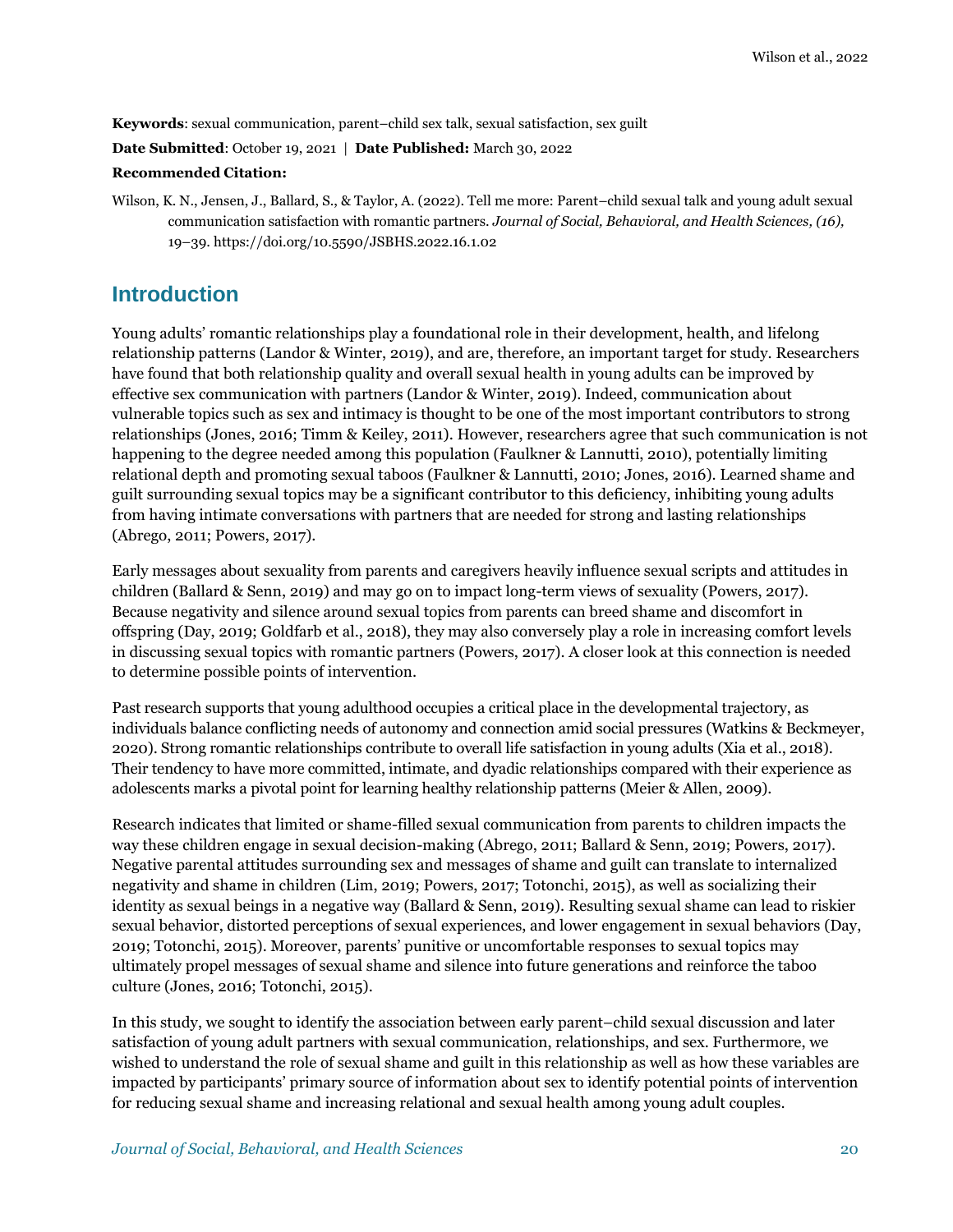**Keywords**: sexual communication, parent–child sex talk, sexual satisfaction, sex guilt

**Date Submitted**: October 19, 2021 | **Date Published:** March 30, 2022

**Recommended Citation:**

Wilson, K. N., Jensen, J., Ballard, S., & Taylor, A. (2022). Tell me more: Parent–child sexual talk and young adult sexual communication satisfaction with romantic partners. *Journal of Social, Behavioral, and Health Sciences, (16),* 19–39. https://doi.org/10.5590/JSBHS.2022.16.1.02

## Introduction

Young adults' romantic relationships play a foundational role in their development, health, and lifelong relationship patterns (Landor & Winter, 2019), and are, therefore, an important target for study. Researchers have found that both relationship quality and overall sexual health in young adults can be improved by effective sex communication with partners (Landor & Winter, 2019). Indeed, communication about vulnerable topics such as sex and intimacy is thought to be one of the most important contributors to strong relationships (Jones, 2016; Timm & Keiley, 2011). However, researchers agree that such communication is not happening to the degree needed among this population (Faulkner & Lannutti, 2010), potentially limiting relational depth and promoting sexual taboos (Faulkner & Lannutti, 2010; Jones, 2016). Learned shame and guilt surrounding sexual topics may be a significant contributor to this deficiency, inhibiting young adults from having intimate conversations with partners that are needed for strong and lasting relationships (Abrego, 2011; Powers, 2017).

Early messages about sexuality from parents and caregivers heavily influence sexual scripts and attitudes in children (Ballard & Senn, 2019) and may go on to impact long-term views of sexuality (Powers, 2017). Because negativity and silence around sexual topics from parents can breed shame and discomfort in offspring (Day, 2019; Goldfarb et al., 2018), they may also conversely play a role in increasing comfort levels in discussing sexual topics with romantic partners (Powers, 2017). A closer look at this connection is needed to determine possible points of intervention.

Past research supports that young adulthood occupies a critical place in the developmental trajectory, as individuals balance conflicting needs of autonomy and connection amid social pressures (Watkins & Beckmeyer, 2020). Strong romantic relationships contribute to overall life satisfaction in young adults (Xia et al., 2018). Their tendency to have more committed, intimate, and dyadic relationships compared with their experience as adolescents marks a pivotal point for learning healthy relationship patterns (Meier & Allen, 2009).

Research indicates that limited or shame-filled sexual communication from parents to children impacts the way these children engage in sexual decision-making (Abrego, 2011; Ballard & Senn, 2019; Powers, 2017). Negative parental attitudes surrounding sex and messages of shame and guilt can translate to internalized negativity and shame in children (Lim, 2019; Powers, 2017; Totonchi, 2015), as well as socializing their identity as sexual beings in a negative way (Ballard & Senn, 2019). Resulting sexual shame can lead to riskier sexual behavior, distorted perceptions of sexual experiences, and lower engagement in sexual behaviors (Day, 2019; Totonchi, 2015). Moreover, parents' punitive or uncomfortable responses to sexual topics may ultimately propel messages of sexual shame and silence into future generations and reinforce the taboo culture (Jones, 2016; Totonchi, 2015).

In this study, we sought to identify the association between early parent–child sexual discussion and later satisfaction of young adult partners with sexual communication, relationships, and sex. Furthermore, we wished to understand the role of sexual shame and guilt in this relationship as well as how these variables are impacted by participants' primary source of information about sex to identify potential points of intervention for reducing sexual shame and increasing relational and sexual health among young adult couples.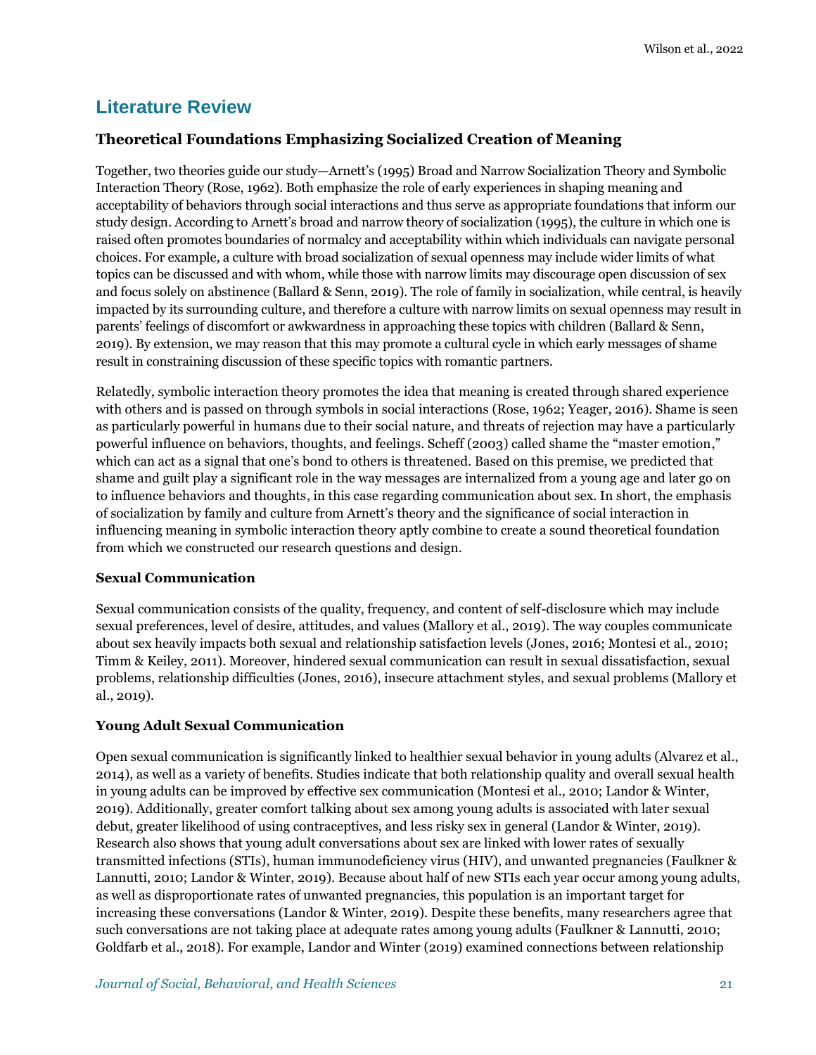## Literature Review

### Theoretical Foundations Emphasizing Socialized Creation of Meaning

Together, two theories guide our study—Arnett's (1995) Broad and Narrow Socialization Theory and Symbolic Interaction Theory (Rose, 1962). Both emphasize the role of early experiences in shaping meaning and acceptability of behaviors through social interactions and thus serve as appropriate foundations that inform our study design. According to Arnett's broad and narrow theory of socialization (1995), the culture in which one is raised often promotes boundaries of normalcy and acceptability within which individuals can navigate personal choices. For example, a culture with broad socialization of sexual openness may include wider limits of what topics can be discussed and with whom, while those with narrow limits may discourage open discussion of sex and focus solely on abstinence (Ballard & Senn, 2019). The role of family in socialization, while central, is heavily impacted by its surrounding culture, and therefore a culture with narrow limits on sexual openness may result in parents' feelings of discomfort or awkwardness in approaching these topics with children (Ballard & Senn, 2019). By extension, we may reason that this may promote a cultural cycle in which early messages of shame result in constraining discussion of these specific topics with romantic partners.

Relatedly, symbolic interaction theory promotes the idea that meaning is created through shared experience with others and is passed on through symbols in social interactions (Rose, 1962; Yeager, 2016). Shame is seen as particularly powerful in humans due to their social nature, and threats of rejection may have a particularly powerful influence on behaviors, thoughts, and feelings. Scheff (2003) called shame the "master emotion," which can act as a signal that one's bond to others is threatened. Based on this premise, we predicted that shame and guilt play a significant role in the way messages are internalized from a young age and later go on to influence behaviors and thoughts, in this case regarding communication about sex. In short, the emphasis of socialization by family and culture from Arnett's theory and the significance of social interaction in influencing meaning in symbolic interaction theory aptly combine to create a sound theoretical foundation from which we constructed our research questions and design.

#### Sexual Communication

Sexual communication consists of the quality, frequency, and content of self-disclosure which may include sexual preferences, level of desire, attitudes, and values (Mallory et al., 2019). The way couples communicate about sex heavily impacts both sexual and relationship satisfaction levels (Jones, 2016; Montesi et al., 2010; Timm & Keiley, 2011). Moreover, hindered sexual communication can result in sexual dissatisfaction, sexual problems, relationship difficulties (Jones, 2016), insecure attachment styles, and sexual problems (Mallory et al., 2019).

#### Young Adult Sexual Communication

Open sexual communication is significantly linked to healthier sexual behavior in young adults (Alvarez et al., 2014), as well as a variety of benefits. Studies indicate that both relationship quality and overall sexual health in young adults can be improved by effective sex communication (Montesi et al., 2010; Landor & Winter, 2019). Additionally, greater comfort talking about sex among young adults is associated with later sexual debut, greater likelihood of using contraceptives, and less risky sex in general (Landor & Winter, 2019). Research also shows that young adult conversations about sex are linked with lower rates of sexually transmitted infections (STIs), human immunodeficiency virus (HIV), and unwanted pregnancies (Faulkner & Lannutti, 2010; Landor & Winter, 2019). Because about half of new STIs each year occur among young adults, as well as disproportionate rates of unwanted pregnancies, this population is an important target for increasing these conversations (Landor & Winter, 2019). Despite these benefits, many researchers agree that such conversations are not taking place at adequate rates among young adults (Faulkner & Lannutti, 2010; Goldfarb et al., 2018). For example, Landor and Winter (2019) examined connections between relationship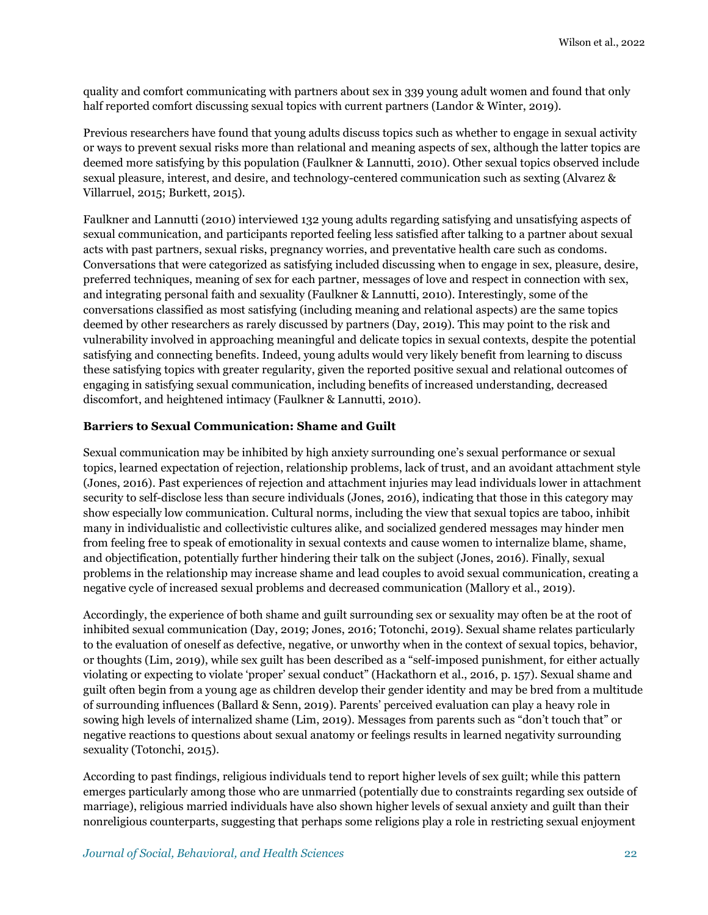quality and comfort communicating with partners about sex in 339 young adult women and found that only half reported comfort discussing sexual topics with current partners (Landor & Winter, 2019).

Previous researchers have found that young adults discuss topics such as whether to engage in sexual activity or ways to prevent sexual risks more than relational and meaning aspects of sex, although the latter topics are deemed more satisfying by this population (Faulkner & Lannutti, 2010). Other sexual topics observed include sexual pleasure, interest, and desire, and technology-centered communication such as sexting (Alvarez & Villarruel, 2015; Burkett, 2015).

Faulkner and Lannutti (2010) interviewed 132 young adults regarding satisfying and unsatisfying aspects of sexual communication, and participants reported feeling less satisfied after talking to a partner about sexual acts with past partners, sexual risks, pregnancy worries, and preventative health care such as condoms. Conversations that were categorized as satisfying included discussing when to engage in sex, pleasure, desire, preferred techniques, meaning of sex for each partner, messages of love and respect in connection with sex, and integrating personal faith and sexuality (Faulkner & Lannutti, 2010). Interestingly, some of the conversations classified as most satisfying (including meaning and relational aspects) are the same topics deemed by other researchers as rarely discussed by partners (Day, 2019). This may point to the risk and vulnerability involved in approaching meaningful and delicate topics in sexual contexts, despite the potential satisfying and connecting benefits. Indeed, young adults would very likely benefit from learning to discuss these satisfying topics with greater regularity, given the reported positive sexual and relational outcomes of engaging in satisfying sexual communication, including benefits of increased understanding, decreased discomfort, and heightened intimacy (Faulkner & Lannutti, 2010).

### Barriers to Sexual Communication: Shame and Guilt

Sexual communication may be inhibited by high anxiety surrounding one's sexual performance or sexual topics, learned expectation of rejection, relationship problems, lack of trust, and an avoidant attachment style (Jones, 2016). Past experiences of rejection and attachment injuries may lead individuals lower in attachment security to self-disclose less than secure individuals (Jones, 2016), indicating that those in this category may show especially low communication. Cultural norms, including the view that sexual topics are taboo, inhibit many in individualistic and collectivistic cultures alike, and socialized gendered messages may hinder men from feeling free to speak of emotionality in sexual contexts and cause women to internalize blame, shame, and objectification, potentially further hindering their talk on the subject (Jones, 2016). Finally, sexual problems in the relationship may increase shame and lead couples to avoid sexual communication, creating a negative cycle of increased sexual problems and decreased communication (Mallory et al., 2019).

Accordingly, the experience of both shame and guilt surrounding sex or sexuality may often be at the root of inhibited sexual communication (Day, 2019; Jones, 2016; Totonchi, 2019). Sexual shame relates particularly to the evaluation of oneself as defective, negative, or unworthy when in the context of sexual topics, behavior, or thoughts (Lim, 2019), while sex guilt has been described as a "self-imposed punishment, for either actually violating or expecting to violate 'proper' sexual conduct" (Hackathorn et al., 2016, p. 157). Sexual shame and guilt often begin from a young age as children develop their gender identity and may be bred from a multitude of surrounding influences (Ballard & Senn, 2019). Parents' perceived evaluation can play a heavy role in sowing high levels of internalized shame (Lim, 2019). Messages from parents such as "don't touch that" or negative reactions to questions about sexual anatomy or feelings results in learned negativity surrounding sexuality (Totonchi, 2015).

According to past findings, religious individuals tend to report higher levels of sex guilt; while this pattern emerges particularly among those who are unmarried (potentially due to constraints regarding sex outside of marriage), religious married individuals have also shown higher levels of sexual anxiety and guilt than their nonreligious counterparts, suggesting that perhaps some religions play a role in restricting sexual enjoyment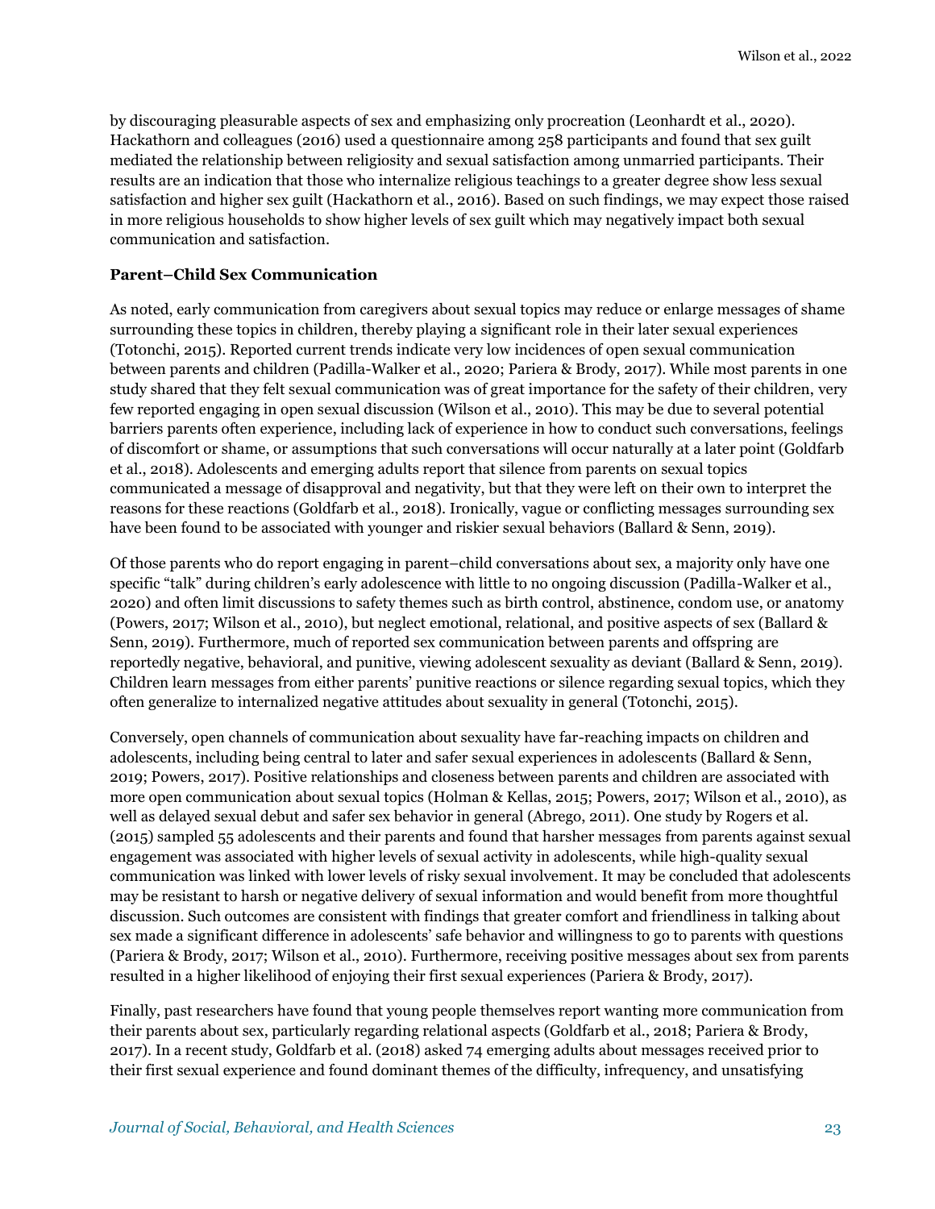by discouraging pleasurable aspects of sex and emphasizing only procreation (Leonhardt et al., 2020). Hackathorn and colleagues (2016) used a questionnaire among 258 participants and found that sex guilt mediated the relationship between religiosity and sexual satisfaction among unmarried participants. Their results are an indication that those who internalize religious teachings to a greater degree show less sexual satisfaction and higher sex guilt (Hackathorn et al., 2016). Based on such findings, we may expect those raised in more religious households to show higher levels of sex guilt which may negatively impact both sexual communication and satisfaction.

**Parent–Child Sex Communication**

As noted, early communication from caregivers about sexual topics may reduce or enlarge messages of shame surrounding these topics in children, thereby playing a significant role in their later sexual experiences (Totonchi, 2015). Reported current trends indicate very low incidences of open sexual communication between parents and children (Padilla-Walker et al., 2020; Pariera & Brody, 2017). While most parents in one study shared that they felt sexual communication was of great importance for the safety of their children, very few reported engaging in open sexual discussion (Wilson et al., 2010). This may be due to several potential barriers parents often experience, including lack of experience in how to conduct such conversations, feelings of discomfort or shame, or assumptions that such conversations will occur naturally at a later point (Goldfarb et al., 2018). Adolescents and emerging adults report that silence from parents on sexual topics communicated a message of disapproval and negativity, but that they were left on their own to interpret the reasons for these reactions (Goldfarb et al., 2018). Ironically, vague or conflicting messages surrounding sex have been found to be associated with younger and riskier sexual behaviors (Ballard & Senn, 2019).

Of those parents who do report engaging in parent–child conversations about sex, a majority only have one specific "talk" during children's early adolescence with little to no ongoing discussion (Padilla-Walker et al., 2020) and often limit discussions to safety themes such as birth control, abstinence, condom use, or anatomy (Powers, 2017; Wilson et al., 2010), but neglect emotional, relational, and positive aspects of sex (Ballard & Senn, 2019). Furthermore, much of reported sex communication between parents and offspring are reportedly negative, behavioral, and punitive, viewing adolescent sexuality as deviant (Ballard & Senn, 2019). Children learn messages from either parents' punitive reactions or silence regarding sexual topics, which they often generalize to internalized negative attitudes about sexuality in general (Totonchi, 2015).

Conversely, open channels of communication about sexuality have far-reaching impacts on children and adolescents, including being central to later and safer sexual experiences in adolescents (Ballard & Senn, 2019; Powers, 2017). Positive relationships and closeness between parents and children are associated with more open communication about sexual topics (Holman & Kellas, 2015; Powers, 2017; Wilson et al., 2010), as well as delayed sexual debut and safer sex behavior in general (Abrego, 2011). One study by Rogers et al. (2015) sampled 55 adolescents and their parents and found that harsher messages from parents against sexual engagement was associated with higher levels of sexual activity in adolescents, while high-quality sexual communication was linked with lower levels of risky sexual involvement. It may be concluded that adolescents may be resistant to harsh or negative delivery of sexual information and would benefit from more thoughtful discussion. Such outcomes are consistent with findings that greater comfort and friendliness in talking about sex made a significant difference in adolescents' safe behavior and willingness to go to parents with questions (Pariera & Brody, 2017; Wilson et al., 2010). Furthermore, receiving positive messages about sex from parents resulted in a higher likelihood of enjoying their first sexual experiences (Pariera & Brody, 2017).

Finally, past researchers have found that young people themselves report wanting more communication from their parents about sex, particularly regarding relational aspects (Goldfarb et al., 2018; Pariera & Brody, 2017). In a recent study, Goldfarb et al. (2018) asked 74 emerging adults about messages received prior to their first sexual experience and found dominant themes of the difficulty, infrequency, and unsatisfying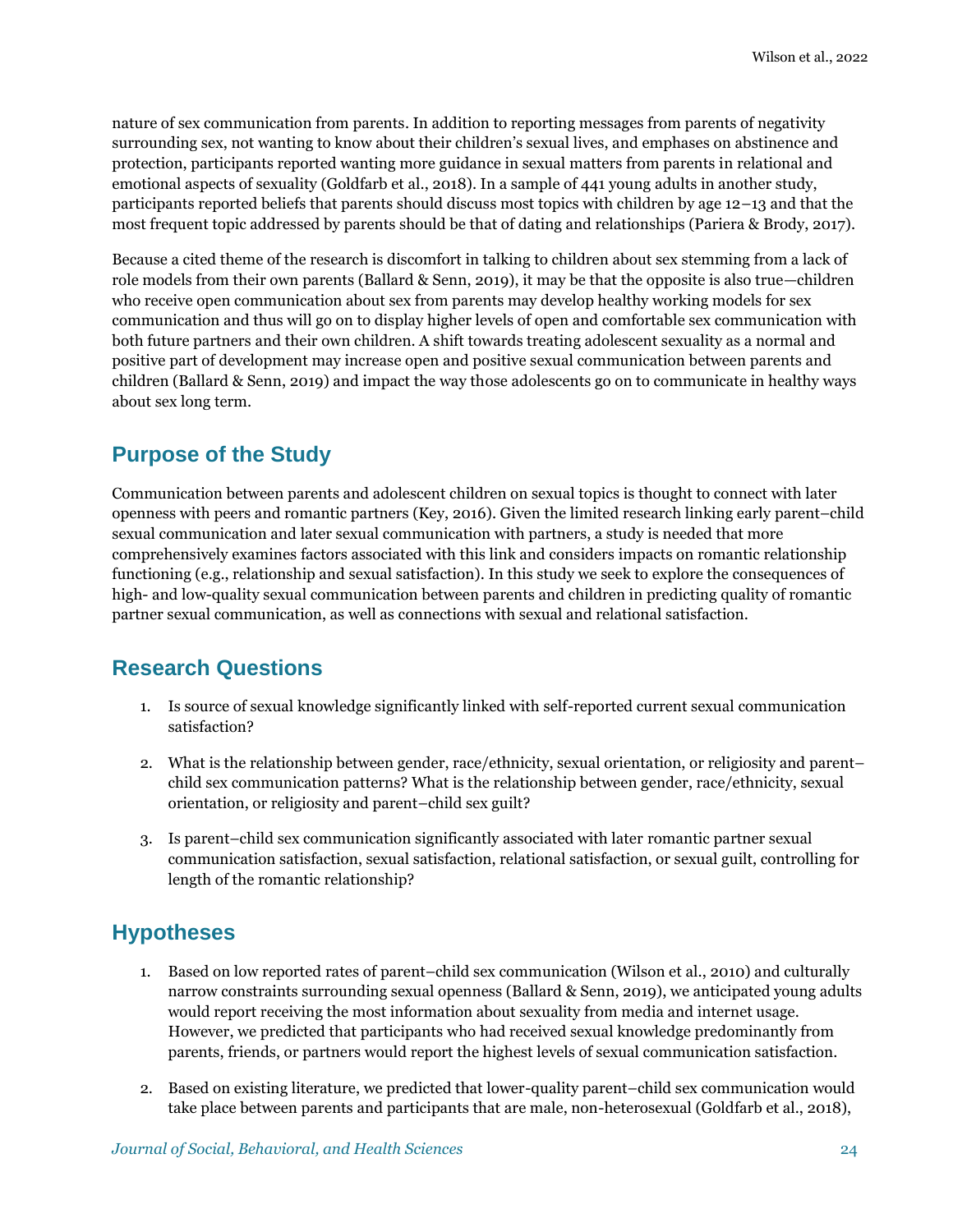nature of sex communication from parents. In addition to reporting messages from parents of negativity surrounding sex, not wanting to know about their children's sexual lives, and emphases on abstinence and protection, participants reported wanting more guidance in sexual matters from parents in relational and emotional aspects of sexuality (Goldfarb et al., 2018). In a sample of 441 young adults in another study, participants reported beliefs that parents should discuss most topics with children by age 12–13 and that the most frequent topic addressed by parents should be that of dating and relationships (Pariera & Brody, 2017).

Because a cited theme of the research is discomfort in talking to children about sex stemming from a lack of role models from their own parents (Ballard & Senn, 2019), it may be that the opposite is also true—children who receive open communication about sex from parents may develop healthy working models for sex communication and thus will go on to display higher levels of open and comfortable sex communication with both future partners and their own children. A shift towards treating adolescent sexuality as a normal and positive part of development may increase open and positive sexual communication between parents and children (Ballard & Senn, 2019) and impact the way those adolescents go on to communicate in healthy ways about sex long term.

## Purpose of the Study

Communication between parents and adolescent children on sexual topics is thought to connect with later openness with peers and romantic partners (Key, 2016). Given the limited research linking early parent–child sexual communication and later sexual communication with partners, a study is needed that more comprehensively examines factors associated with this link and considers impacts on romantic relationship functioning (e.g., relationship and sexual satisfaction). In this study we seek to explore the consequences of high- and low-quality sexual communication between parents and children in predicting quality of romantic partner sexual communication, as well as connections with sexual and relational satisfaction.

## Research Questions

1. Is source of sexual knowledge significantly linked with self-reported current sexual communication satisfaction?
2. What is the relationship between gender, race/ethnicity, sexual orientation, or religiosity and parent–child sex communication patterns? What is the relationship between gender, race/ethnicity, sexual orientation, or religiosity and parent–child sex guilt?
3. Is parent–child sex communication significantly associated with later romantic partner sexual communication satisfaction, sexual satisfaction, relational satisfaction, or sexual guilt, controlling for length of the romantic relationship?

## Hypotheses

1. Based on low reported rates of parent–child sex communication (Wilson et al., 2010) and culturally narrow constraints surrounding sexual openness (Ballard & Senn, 2019), we anticipated young adults would report receiving the most information about sexuality from media and internet usage. However, we predicted that participants who had received sexual knowledge predominantly from parents, friends, or partners would report the highest levels of sexual communication satisfaction.
2. Based on existing literature, we predicted that lower-quality parent–child sex communication would take place between parents and participants that are male, non-heterosexual (Goldfarb et al., 2018),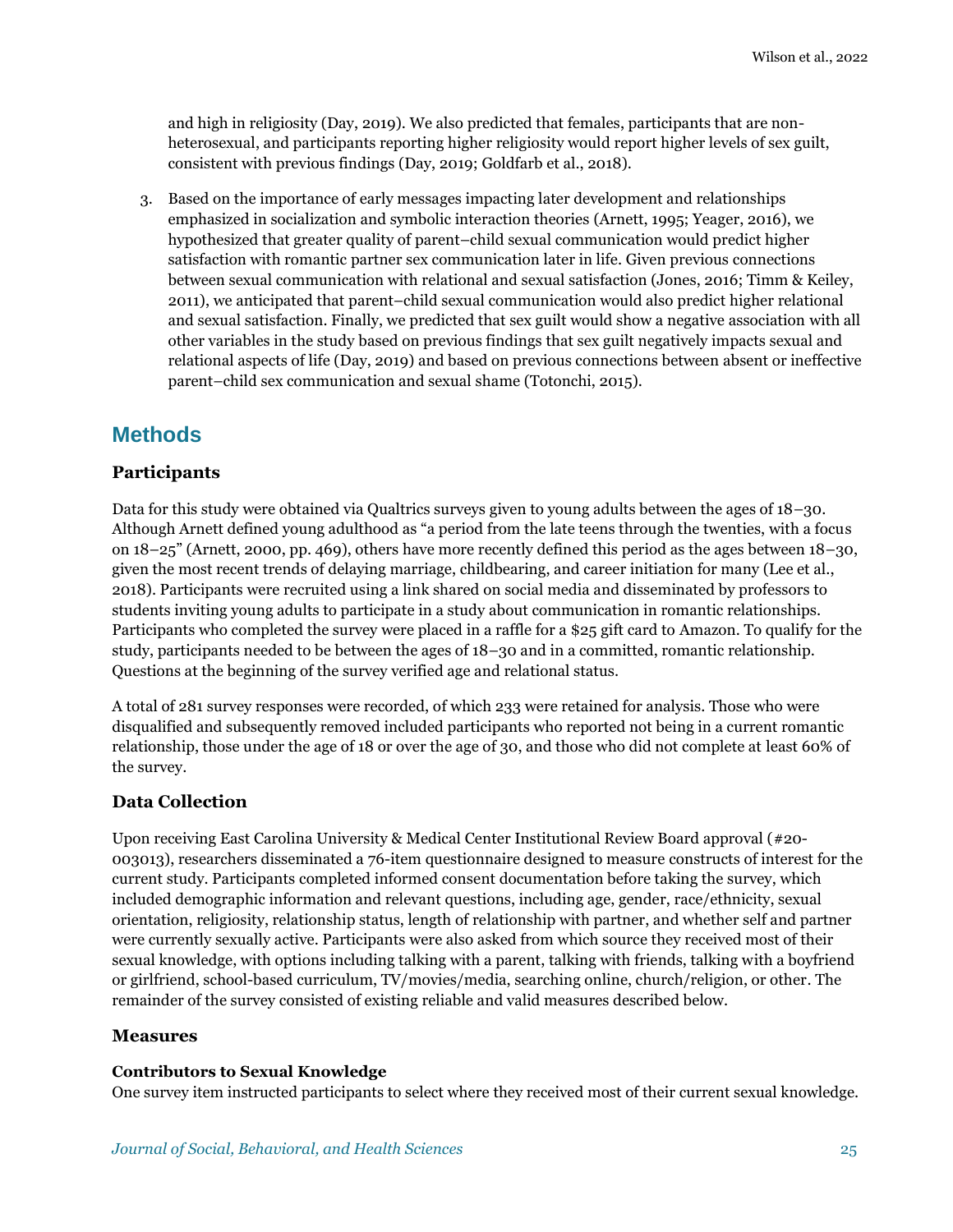and high in religiosity (Day, 2019). We also predicted that females, participants that are non-heterosexual, and participants reporting higher religiosity would report higher levels of sex guilt, consistent with previous findings (Day, 2019; Goldfarb et al., 2018).

3. Based on the importance of early messages impacting later development and relationships emphasized in socialization and symbolic interaction theories (Arnett, 1995; Yeager, 2016), we hypothesized that greater quality of parent–child sexual communication would predict higher satisfaction with romantic partner sex communication later in life. Given previous connections between sexual communication with relational and sexual satisfaction (Jones, 2016; Timm & Keiley, 2011), we anticipated that parent–child sexual communication would also predict higher relational and sexual satisfaction. Finally, we predicted that sex guilt would show a negative association with all other variables in the study based on previous findings that sex guilt negatively impacts sexual and relational aspects of life (Day, 2019) and based on previous connections between absent or ineffective parent–child sex communication and sexual shame (Totonchi, 2015).

## Methods

### Participants

Data for this study were obtained via Qualtrics surveys given to young adults between the ages of 18–30. Although Arnett defined young adulthood as "a period from the late teens through the twenties, with a focus on 18–25" (Arnett, 2000, pp. 469), others have more recently defined this period as the ages between 18–30, given the most recent trends of delaying marriage, childbearing, and career initiation for many (Lee et al., 2018). Participants were recruited using a link shared on social media and disseminated by professors to students inviting young adults to participate in a study about communication in romantic relationships. Participants who completed the survey were placed in a raffle for a $25 gift card to Amazon. To qualify for the study, participants needed to be between the ages of 18–30 and in a committed, romantic relationship. Questions at the beginning of the survey verified age and relational status.

A total of 281 survey responses were recorded, of which 233 were retained for analysis. Those who were disqualified and subsequently removed included participants who reported not being in a current romantic relationship, those under the age of 18 or over the age of 30, and those who did not complete at least 60% of the survey.

### Data Collection

Upon receiving East Carolina University & Medical Center Institutional Review Board approval (#20-003013), researchers disseminated a 76-item questionnaire designed to measure constructs of interest for the current study. Participants completed informed consent documentation before taking the survey, which included demographic information and relevant questions, including age, gender, race/ethnicity, sexual orientation, religiosity, relationship status, length of relationship with partner, and whether self and partner were currently sexually active. Participants were also asked from which source they received most of their sexual knowledge, with options including talking with a parent, talking with friends, talking with a boyfriend or girlfriend, school-based curriculum, TV/movies/media, searching online, church/religion, or other. The remainder of the survey consisted of existing reliable and valid measures described below.

### Measures

#### Contributors to Sexual Knowledge

One survey item instructed participants to select where they received most of their current sexual knowledge.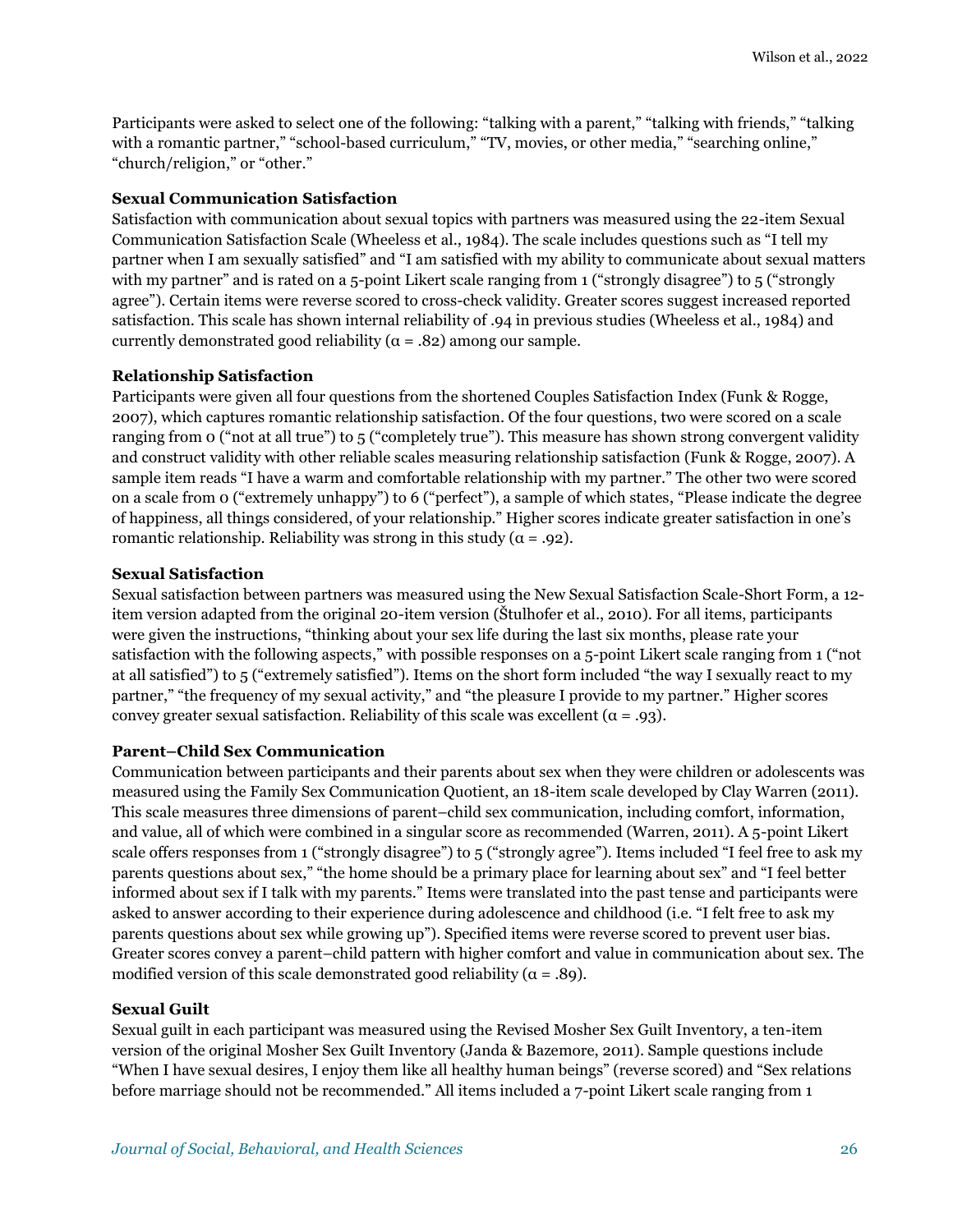Participants were asked to select one of the following: "talking with a parent," "talking with friends," "talking with a romantic partner," "school-based curriculum," "TV, movies, or other media," "searching online," "church/religion," or "other."

### Sexual Communication Satisfaction

Satisfaction with communication about sexual topics with partners was measured using the 22-item Sexual Communication Satisfaction Scale (Wheeless et al., 1984). The scale includes questions such as "I tell my partner when I am sexually satisfied" and "I am satisfied with my ability to communicate about sexual matters with my partner" and is rated on a 5-point Likert scale ranging from 1 ("strongly disagree") to 5 ("strongly agree"). Certain items were reverse scored to cross-check validity. Greater scores suggest increased reported satisfaction. This scale has shown internal reliability of .94 in previous studies (Wheeless et al., 1984) and currently demonstrated good reliability ($\alpha = .82$) among our sample.

### Relationship Satisfaction

Participants were given all four questions from the shortened Couples Satisfaction Index (Funk & Rogge, 2007), which captures romantic relationship satisfaction. Of the four questions, two were scored on a scale ranging from 0 ("not at all true") to 5 ("completely true"). This measure has shown strong convergent validity and construct validity with other reliable scales measuring relationship satisfaction (Funk & Rogge, 2007). A sample item reads "I have a warm and comfortable relationship with my partner." The other two were scored on a scale from 0 ("extremely unhappy") to 6 ("perfect"), a sample of which states, "Please indicate the degree of happiness, all things considered, of your relationship." Higher scores indicate greater satisfaction in one's romantic relationship. Reliability was strong in this study ($\alpha = .92$).

### Sexual Satisfaction

Sexual satisfaction between partners was measured using the New Sexual Satisfaction Scale-Short Form, a 12-item version adapted from the original 20-item version (Štulhofer et al., 2010). For all items, participants were given the instructions, "thinking about your sex life during the last six months, please rate your satisfaction with the following aspects," with possible responses on a 5-point Likert scale ranging from 1 ("not at all satisfied") to 5 ("extremely satisfied"). Items on the short form included "the way I sexually react to my partner," "the frequency of my sexual activity," and "the pleasure I provide to my partner." Higher scores convey greater sexual satisfaction. Reliability of this scale was excellent ($\alpha = .93$).

### Parent–Child Sex Communication

Communication between participants and their parents about sex when they were children or adolescents was measured using the Family Sex Communication Quotient, an 18-item scale developed by Clay Warren (2011). This scale measures three dimensions of parent–child sex communication, including comfort, information, and value, all of which were combined in a singular score as recommended (Warren, 2011). A 5-point Likert scale offers responses from 1 ("strongly disagree") to 5 ("strongly agree"). Items included "I feel free to ask my parents questions about sex," "the home should be a primary place for learning about sex" and "I feel better informed about sex if I talk with my parents." Items were translated into the past tense and participants were asked to answer according to their experience during adolescence and childhood (i.e. "I felt free to ask my parents questions about sex while growing up"). Specified items were reverse scored to prevent user bias. Greater scores convey a parent–child pattern with higher comfort and value in communication about sex. The modified version of this scale demonstrated good reliability ($\alpha = .89$).

### Sexual Guilt

Sexual guilt in each participant was measured using the Revised Mosher Sex Guilt Inventory, a ten-item version of the original Mosher Sex Guilt Inventory (Janda & Bazemore, 2011). Sample questions include "When I have sexual desires, I enjoy them like all healthy human beings" (reverse scored) and "Sex relations before marriage should not be recommended." All items included a 7-point Likert scale ranging from 1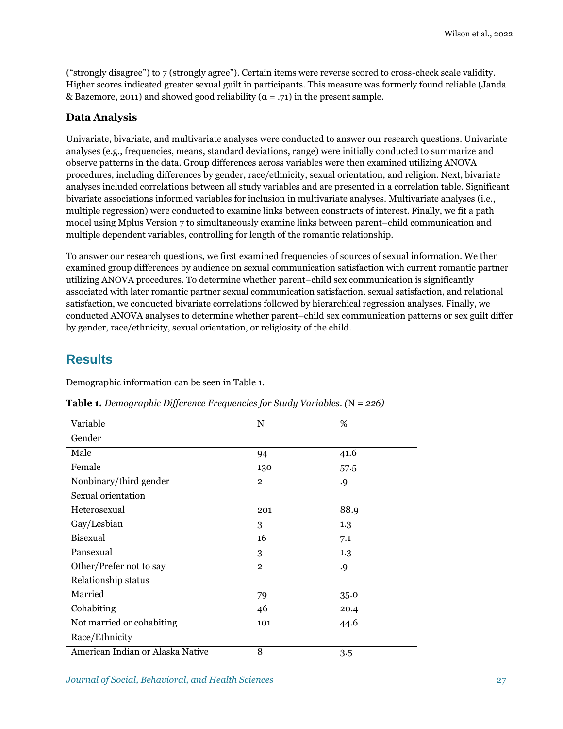("strongly disagree") to 7 (strongly agree"). Certain items were reverse scored to cross-check scale validity. Higher scores indicated greater sexual guilt in participants. This measure was formerly found reliable (Janda & Bazemore, 2011) and showed good reliability ($\alpha$ = .71) in the present sample.

### Data Analysis

Univariate, bivariate, and multivariate analyses were conducted to answer our research questions. Univariate analyses (e.g., frequencies, means, standard deviations, range) were initially conducted to summarize and observe patterns in the data. Group differences across variables were then examined utilizing ANOVA procedures, including differences by gender, race/ethnicity, sexual orientation, and religion. Next, bivariate analyses included correlations between all study variables and are presented in a correlation table. Significant bivariate associations informed variables for inclusion in multivariate analyses. Multivariate analyses (i.e., multiple regression) were conducted to examine links between constructs of interest. Finally, we fit a path model using Mplus Version 7 to simultaneously examine links between parent–child communication and multiple dependent variables, controlling for length of the romantic relationship.

To answer our research questions, we first examined frequencies of sources of sexual information. We then examined group differences by audience on sexual communication satisfaction with current romantic partner utilizing ANOVA procedures. To determine whether parent–child sex communication is significantly associated with later romantic partner sexual communication satisfaction, sexual satisfaction, and relational satisfaction, we conducted bivariate correlations followed by hierarchical regression analyses. Finally, we conducted ANOVA analyses to determine whether parent–child sex communication patterns or sex guilt differ by gender, race/ethnicity, sexual orientation, or religiosity of the child.

## Results

Demographic information can be seen in Table 1.

**Table 1.** *Demographic Difference Frequencies for Study Variables. (*N *= 226)*

| Variable | N | % |
|---|---|---|
| Gender | | |
| Male | 94 | 41.6 |
| Female | 130 | 57.5 |
| Nonbinary/third gender | 2 | .9 |
| Sexual orientation | | |
| Heterosexual | 201 | 88.9 |
| Gay/Lesbian | 3 | 1.3 |
| Bisexual | 16 | 7.1 |
| Pansexual | 3 | 1.3 |
| Other/Prefer not to say | 2 | .9 |
| Relationship status | | |
| Married | 79 | 35.0 |
| Cohabiting | 46 | 20.4 |
| Not married or cohabiting | 101 | 44.6 |
| Race/Ethnicity | | |
| American Indian or Alaska Native | 8 | 3.5 |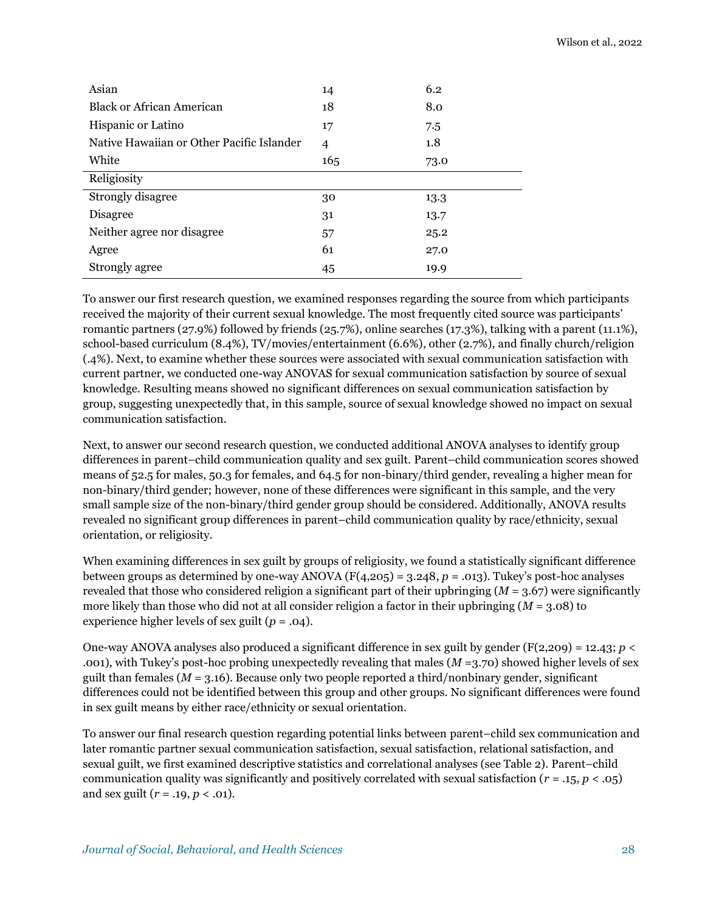| | | |
|---|---|---|
| Asian | 14 | 6.2 |
| Black or African American | 18 | 8.0 |
| Hispanic or Latino | 17 | 7.5 |
| Native Hawaiian or Other Pacific Islander | 4 | 1.8 |
| White | 165 | 73.0 |
| Religiosity | | |
| Strongly disagree | 30 | 13.3 |
| Disagree | 31 | 13.7 |
| Neither agree nor disagree | 57 | 25.2 |
| Agree | 61 | 27.0 |
| Strongly agree | 45 | 19.9 |

To answer our first research question, we examined responses regarding the source from which participants received the majority of their current sexual knowledge. The most frequently cited source was participants' romantic partners (27.9%) followed by friends (25.7%), online searches (17.3%), talking with a parent (11.1%), school-based curriculum (8.4%), TV/movies/entertainment (6.6%), other (2.7%), and finally church/religion (.4%). Next, to examine whether these sources were associated with sexual communication satisfaction with current partner, we conducted one-way ANOVAS for sexual communication satisfaction by source of sexual knowledge. Resulting means showed no significant differences on sexual communication satisfaction by group, suggesting unexpectedly that, in this sample, source of sexual knowledge showed no impact on sexual communication satisfaction.

Next, to answer our second research question, we conducted additional ANOVA analyses to identify group differences in parent–child communication quality and sex guilt. Parent–child communication scores showed means of 52.5 for males, 50.3 for females, and 64.5 for non-binary/third gender, revealing a higher mean for non-binary/third gender; however, none of these differences were significant in this sample, and the very small sample size of the non-binary/third gender group should be considered. Additionally, ANOVA results revealed no significant group differences in parent–child communication quality by race/ethnicity, sexual orientation, or religiosity.

When examining differences in sex guilt by groups of religiosity, we found a statistically significant difference between groups as determined by one-way ANOVA ($F(4,205) = 3.248$, $p = .013$). Tukey's post-hoc analyses revealed that those who considered religion a significant part of their upbringing ($M = 3.67$) were significantly more likely than those who did not at all consider religion a factor in their upbringing ($M = 3.08$) to experience higher levels of sex guilt ($p = .04$).

One-way ANOVA analyses also produced a significant difference in sex guilt by gender ($F(2,209) = 12.43$; $p < .001$), with Tukey's post-hoc probing unexpectedly revealing that males ($M = 3.70$) showed higher levels of sex guilt than females ($M = 3.16$). Because only two people reported a third/nonbinary gender, significant differences could not be identified between this group and other groups. No significant differences were found in sex guilt means by either race/ethnicity or sexual orientation.

To answer our final research question regarding potential links between parent–child sex communication and later romantic partner sexual communication satisfaction, sexual satisfaction, relational satisfaction, and sexual guilt, we first examined descriptive statistics and correlational analyses (see Table 2). Parent–child communication quality was significantly and positively correlated with sexual satisfaction ($r = .15$, $p < .05$) and sex guilt ($r = .19$, $p < .01$).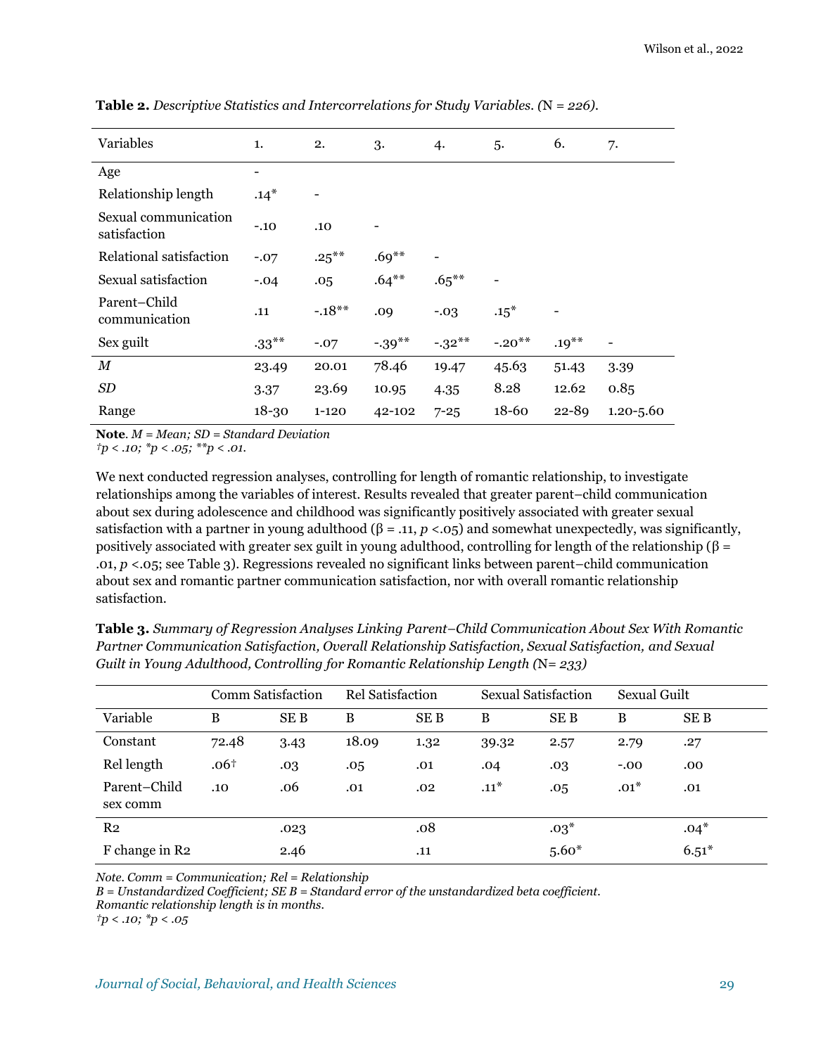**Table 2.** *Descriptive Statistics and Intercorrelations for Study Variables. (*N *= 226).*

| Variables | 1. | 2. | 3. | 4. | 5. | 6. | 7. |
|---|---|---|---|---|---|---|---|
| Age | - | | | | | | |
| Relationship length | .14* | - | | | | | |
| Sexual communication satisfaction | -.10 | .10 | - | | | | |
| Relational satisfaction | -.07 | .25** | .69** | - | | | |
| Sexual satisfaction | -.04 | .05 | .64** | .65** | - | | |
| Parent–Child communication | .11 | -.18** | .09 | -.03 | .15* | - | |
| Sex guilt | .33** | -.07 | -.39** | -.32** | -.20** | .19** | - |
| *M* | 23.49 | 20.01 | 78.46 | 19.47 | 45.63 | 51.43 | 3.39 |
| *SD* | 3.37 | 23.69 | 10.95 | 4.35 | 8.28 | 12.62 | 0.85 |
| Range | 18-30 | 1-120 | 42-102 | 7-25 | 18-60 | 22-89 | 1.20-5.60 |

**Note**. *M = Mean; SD = Standard Deviation*
*†p < .10; *p < .05; **p < .01.*

We next conducted regression analyses, controlling for length of romantic relationship, to investigate relationships among the variables of interest. Results revealed that greater parent–child communication about sex during adolescence and childhood was significantly positively associated with greater sexual satisfaction with a partner in young adulthood (β = .11, *p* <.05) and somewhat unexpectedly, was significantly, positively associated with greater sex guilt in young adulthood, controlling for length of the relationship (β = .01, *p* <.05; see Table 3). Regressions revealed no significant links between parent–child communication about sex and romantic partner communication satisfaction, nor with overall romantic relationship satisfaction.

**Table 3.** *Summary of Regression Analyses Linking Parent–Child Communication About Sex With Romantic Partner Communication Satisfaction, Overall Relationship Satisfaction, Sexual Satisfaction, and Sexual Guilt in Young Adulthood, Controlling for Romantic Relationship Length (*N*= 233)*

| | Comm Satisfaction | | Rel Satisfaction | | Sexual Satisfaction | | Sexual Guilt | |
|---|---|---|---|---|---|---|---|---|
| Variable | B | SE B | B | SE B | B | SE B | B | SE B |
| Constant | 72.48 | 3.43 | 18.09 | 1.32 | 39.32 | 2.57 | 2.79 | .27 |
| Rel length | .06† | .03 | .05 | .01 | .04 | .03 | -.00 | .00 |
| Parent–Child sex comm | .10 | .06 | .01 | .02 | .11* | .05 | .01* | .01 |
| R2 | | .023 | | .08 | | .03* | | .04* |
| F change in R2 | | 2.46 | | .11 | | 5.60* | | 6.51* |

*Note. Comm = Communication; Rel = Relationship*
*B = Unstandardized Coefficient; SE B = Standard error of the unstandardized beta coefficient.*
*Romantic relationship length is in months.*
*†p < .10; *p < .05*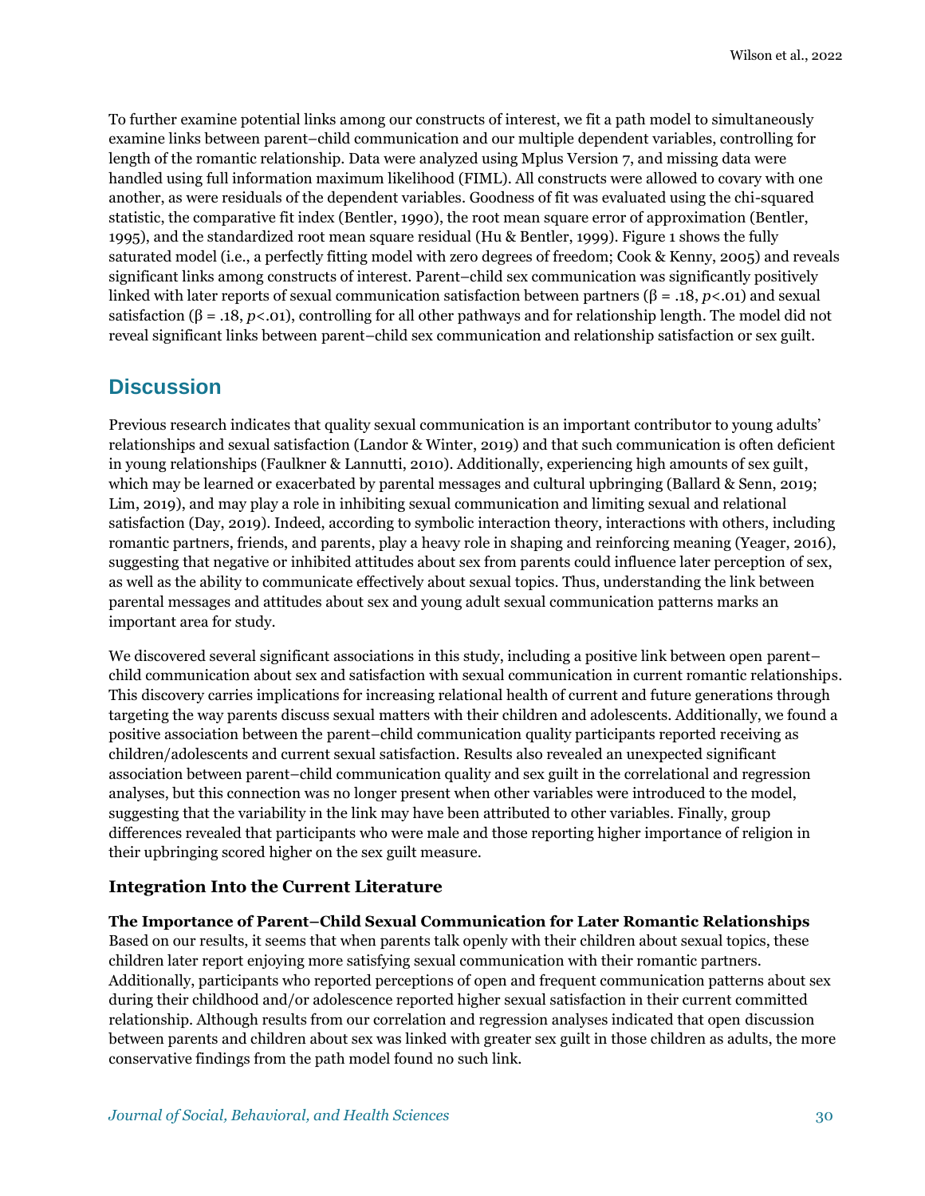To further examine potential links among our constructs of interest, we fit a path model to simultaneously examine links between parent–child communication and our multiple dependent variables, controlling for length of the romantic relationship. Data were analyzed using Mplus Version 7, and missing data were handled using full information maximum likelihood (FIML). All constructs were allowed to covary with one another, as were residuals of the dependent variables. Goodness of fit was evaluated using the chi-squared statistic, the comparative fit index (Bentler, 1990), the root mean square error of approximation (Bentler, 1995), and the standardized root mean square residual (Hu & Bentler, 1999). Figure 1 shows the fully saturated model (i.e., a perfectly fitting model with zero degrees of freedom; Cook & Kenny, 2005) and reveals significant links among constructs of interest. Parent–child sex communication was significantly positively linked with later reports of sexual communication satisfaction between partners ($\beta = .18$, $p<.01$) and sexual satisfaction ($\beta = .18$, $p<.01$), controlling for all other pathways and for relationship length. The model did not reveal significant links between parent–child sex communication and relationship satisfaction or sex guilt.

## Discussion

Previous research indicates that quality sexual communication is an important contributor to young adults' relationships and sexual satisfaction (Landor & Winter, 2019) and that such communication is often deficient in young relationships (Faulkner & Lannutti, 2010). Additionally, experiencing high amounts of sex guilt, which may be learned or exacerbated by parental messages and cultural upbringing (Ballard & Senn, 2019; Lim, 2019), and may play a role in inhibiting sexual communication and limiting sexual and relational satisfaction (Day, 2019). Indeed, according to symbolic interaction theory, interactions with others, including romantic partners, friends, and parents, play a heavy role in shaping and reinforcing meaning (Yeager, 2016), suggesting that negative or inhibited attitudes about sex from parents could influence later perception of sex, as well as the ability to communicate effectively about sexual topics. Thus, understanding the link between parental messages and attitudes about sex and young adult sexual communication patterns marks an important area for study.

We discovered several significant associations in this study, including a positive link between open parent–child communication about sex and satisfaction with sexual communication in current romantic relationships. This discovery carries implications for increasing relational health of current and future generations through targeting the way parents discuss sexual matters with their children and adolescents. Additionally, we found a positive association between the parent–child communication quality participants reported receiving as children/adolescents and current sexual satisfaction. Results also revealed an unexpected significant association between parent–child communication quality and sex guilt in the correlational and regression analyses, but this connection was no longer present when other variables were introduced to the model, suggesting that the variability in the link may have been attributed to other variables. Finally, group differences revealed that participants who were male and those reporting higher importance of religion in their upbringing scored higher on the sex guilt measure.

### Integration Into the Current Literature

**The Importance of Parent–Child Sexual Communication for Later Romantic Relationships**

Based on our results, it seems that when parents talk openly with their children about sexual topics, these children later report enjoying more satisfying sexual communication with their romantic partners. Additionally, participants who reported perceptions of open and frequent communication patterns about sex during their childhood and/or adolescence reported higher sexual satisfaction in their current committed relationship. Although results from our correlation and regression analyses indicated that open discussion between parents and children about sex was linked with greater sex guilt in those children as adults, the more conservative findings from the path model found no such link.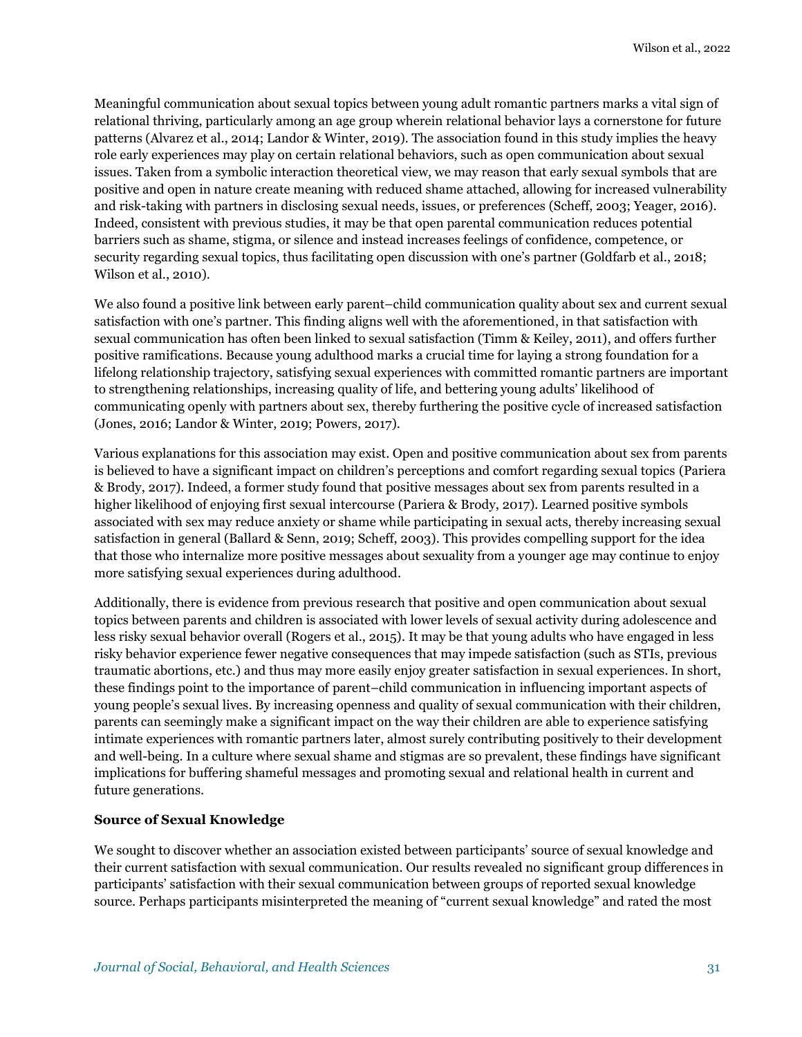Meaningful communication about sexual topics between young adult romantic partners marks a vital sign of relational thriving, particularly among an age group wherein relational behavior lays a cornerstone for future patterns (Alvarez et al., 2014; Landor & Winter, 2019). The association found in this study implies the heavy role early experiences may play on certain relational behaviors, such as open communication about sexual issues. Taken from a symbolic interaction theoretical view, we may reason that early sexual symbols that are positive and open in nature create meaning with reduced shame attached, allowing for increased vulnerability and risk-taking with partners in disclosing sexual needs, issues, or preferences (Scheff, 2003; Yeager, 2016). Indeed, consistent with previous studies, it may be that open parental communication reduces potential barriers such as shame, stigma, or silence and instead increases feelings of confidence, competence, or security regarding sexual topics, thus facilitating open discussion with one's partner (Goldfarb et al., 2018; Wilson et al., 2010).

We also found a positive link between early parent–child communication quality about sex and current sexual satisfaction with one's partner. This finding aligns well with the aforementioned, in that satisfaction with sexual communication has often been linked to sexual satisfaction (Timm & Keiley, 2011), and offers further positive ramifications. Because young adulthood marks a crucial time for laying a strong foundation for a lifelong relationship trajectory, satisfying sexual experiences with committed romantic partners are important to strengthening relationships, increasing quality of life, and bettering young adults' likelihood of communicating openly with partners about sex, thereby furthering the positive cycle of increased satisfaction (Jones, 2016; Landor & Winter, 2019; Powers, 2017).

Various explanations for this association may exist. Open and positive communication about sex from parents is believed to have a significant impact on children's perceptions and comfort regarding sexual topics (Pariera & Brody, 2017). Indeed, a former study found that positive messages about sex from parents resulted in a higher likelihood of enjoying first sexual intercourse (Pariera & Brody, 2017). Learned positive symbols associated with sex may reduce anxiety or shame while participating in sexual acts, thereby increasing sexual satisfaction in general (Ballard & Senn, 2019; Scheff, 2003). This provides compelling support for the idea that those who internalize more positive messages about sexuality from a younger age may continue to enjoy more satisfying sexual experiences during adulthood.

Additionally, there is evidence from previous research that positive and open communication about sexual topics between parents and children is associated with lower levels of sexual activity during adolescence and less risky sexual behavior overall (Rogers et al., 2015). It may be that young adults who have engaged in less risky behavior experience fewer negative consequences that may impede satisfaction (such as STIs, previous traumatic abortions, etc.) and thus may more easily enjoy greater satisfaction in sexual experiences. In short, these findings point to the importance of parent–child communication in influencing important aspects of young people's sexual lives. By increasing openness and quality of sexual communication with their children, parents can seemingly make a significant impact on the way their children are able to experience satisfying intimate experiences with romantic partners later, almost surely contributing positively to their development and well-being. In a culture where sexual shame and stigmas are so prevalent, these findings have significant implications for buffering shameful messages and promoting sexual and relational health in current and future generations.

### Source of Sexual Knowledge

We sought to discover whether an association existed between participants' source of sexual knowledge and their current satisfaction with sexual communication. Our results revealed no significant group differences in participants' satisfaction with their sexual communication between groups of reported sexual knowledge source. Perhaps participants misinterpreted the meaning of "current sexual knowledge" and rated the most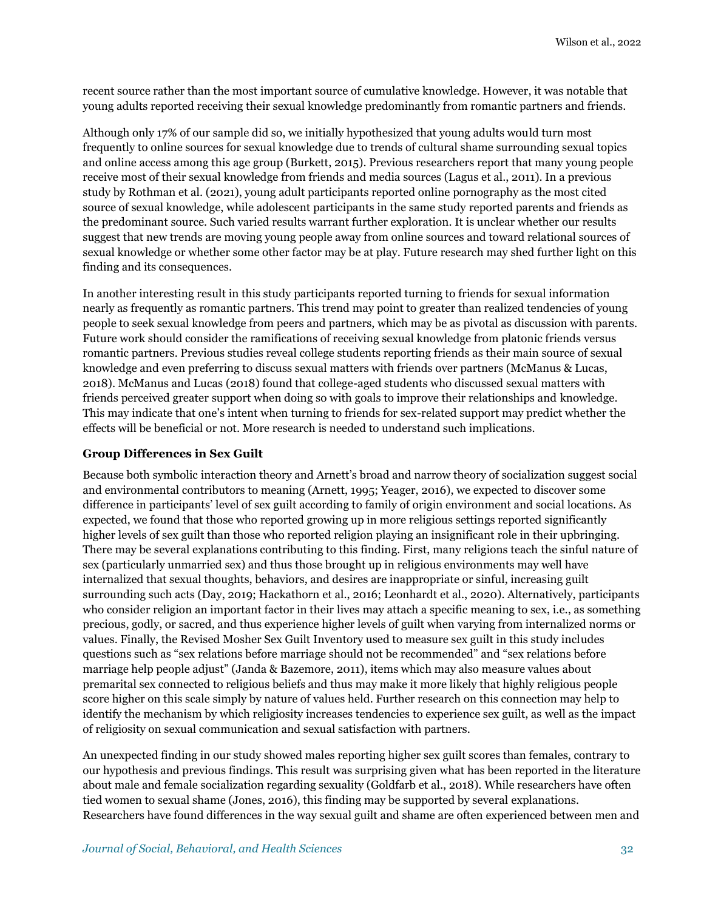recent source rather than the most important source of cumulative knowledge. However, it was notable that young adults reported receiving their sexual knowledge predominantly from romantic partners and friends.

Although only 17% of our sample did so, we initially hypothesized that young adults would turn most frequently to online sources for sexual knowledge due to trends of cultural shame surrounding sexual topics and online access among this age group (Burkett, 2015). Previous researchers report that many young people receive most of their sexual knowledge from friends and media sources (Lagus et al., 2011). In a previous study by Rothman et al. (2021), young adult participants reported online pornography as the most cited source of sexual knowledge, while adolescent participants in the same study reported parents and friends as the predominant source. Such varied results warrant further exploration. It is unclear whether our results suggest that new trends are moving young people away from online sources and toward relational sources of sexual knowledge or whether some other factor may be at play. Future research may shed further light on this finding and its consequences.

In another interesting result in this study participants reported turning to friends for sexual information nearly as frequently as romantic partners. This trend may point to greater than realized tendencies of young people to seek sexual knowledge from peers and partners, which may be as pivotal as discussion with parents. Future work should consider the ramifications of receiving sexual knowledge from platonic friends versus romantic partners. Previous studies reveal college students reporting friends as their main source of sexual knowledge and even preferring to discuss sexual matters with friends over partners (McManus & Lucas, 2018). McManus and Lucas (2018) found that college-aged students who discussed sexual matters with friends perceived greater support when doing so with goals to improve their relationships and knowledge. This may indicate that one's intent when turning to friends for sex-related support may predict whether the effects will be beneficial or not. More research is needed to understand such implications.

**Group Differences in Sex Guilt**

Because both symbolic interaction theory and Arnett's broad and narrow theory of socialization suggest social and environmental contributors to meaning (Arnett, 1995; Yeager, 2016), we expected to discover some difference in participants' level of sex guilt according to family of origin environment and social locations. As expected, we found that those who reported growing up in more religious settings reported significantly higher levels of sex guilt than those who reported religion playing an insignificant role in their upbringing. There may be several explanations contributing to this finding. First, many religions teach the sinful nature of sex (particularly unmarried sex) and thus those brought up in religious environments may well have internalized that sexual thoughts, behaviors, and desires are inappropriate or sinful, increasing guilt surrounding such acts (Day, 2019; Hackathorn et al., 2016; Leonhardt et al., 2020). Alternatively, participants who consider religion an important factor in their lives may attach a specific meaning to sex, i.e., as something precious, godly, or sacred, and thus experience higher levels of guilt when varying from internalized norms or values. Finally, the Revised Mosher Sex Guilt Inventory used to measure sex guilt in this study includes questions such as "sex relations before marriage should not be recommended" and "sex relations before marriage help people adjust" (Janda & Bazemore, 2011), items which may also measure values about premarital sex connected to religious beliefs and thus may make it more likely that highly religious people score higher on this scale simply by nature of values held. Further research on this connection may help to identify the mechanism by which religiosity increases tendencies to experience sex guilt, as well as the impact of religiosity on sexual communication and sexual satisfaction with partners.

An unexpected finding in our study showed males reporting higher sex guilt scores than females, contrary to our hypothesis and previous findings. This result was surprising given what has been reported in the literature about male and female socialization regarding sexuality (Goldfarb et al., 2018). While researchers have often tied women to sexual shame (Jones, 2016), this finding may be supported by several explanations. Researchers have found differences in the way sexual guilt and shame are often experienced between men and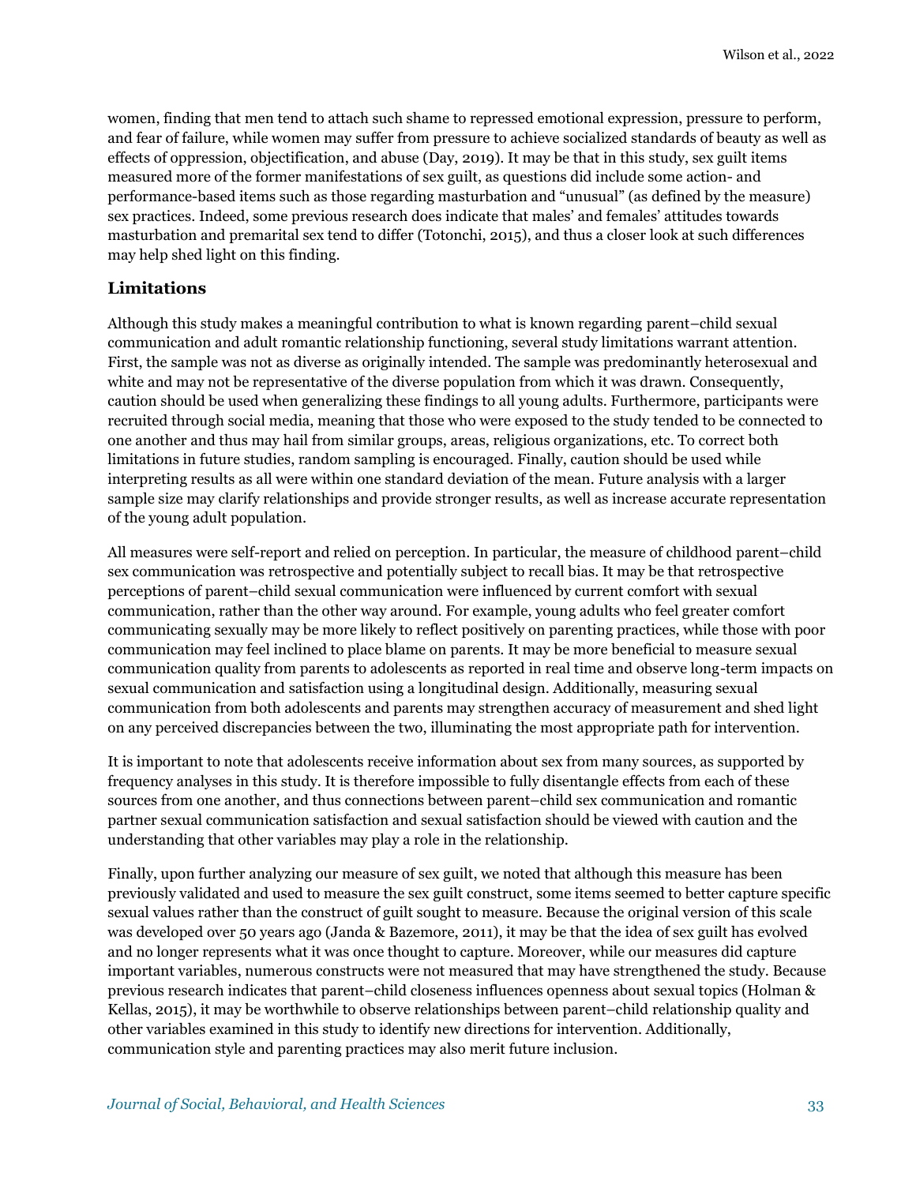women, finding that men tend to attach such shame to repressed emotional expression, pressure to perform, and fear of failure, while women may suffer from pressure to achieve socialized standards of beauty as well as effects of oppression, objectification, and abuse (Day, 2019). It may be that in this study, sex guilt items measured more of the former manifestations of sex guilt, as questions did include some action- and performance-based items such as those regarding masturbation and "unusual" (as defined by the measure) sex practices. Indeed, some previous research does indicate that males' and females' attitudes towards masturbation and premarital sex tend to differ (Totonchi, 2015), and thus a closer look at such differences may help shed light on this finding.

## Limitations

Although this study makes a meaningful contribution to what is known regarding parent–child sexual communication and adult romantic relationship functioning, several study limitations warrant attention. First, the sample was not as diverse as originally intended. The sample was predominantly heterosexual and white and may not be representative of the diverse population from which it was drawn. Consequently, caution should be used when generalizing these findings to all young adults. Furthermore, participants were recruited through social media, meaning that those who were exposed to the study tended to be connected to one another and thus may hail from similar groups, areas, religious organizations, etc. To correct both limitations in future studies, random sampling is encouraged. Finally, caution should be used while interpreting results as all were within one standard deviation of the mean. Future analysis with a larger sample size may clarify relationships and provide stronger results, as well as increase accurate representation of the young adult population.

All measures were self-report and relied on perception. In particular, the measure of childhood parent–child sex communication was retrospective and potentially subject to recall bias. It may be that retrospective perceptions of parent–child sexual communication were influenced by current comfort with sexual communication, rather than the other way around. For example, young adults who feel greater comfort communicating sexually may be more likely to reflect positively on parenting practices, while those with poor communication may feel inclined to place blame on parents. It may be more beneficial to measure sexual communication quality from parents to adolescents as reported in real time and observe long-term impacts on sexual communication and satisfaction using a longitudinal design. Additionally, measuring sexual communication from both adolescents and parents may strengthen accuracy of measurement and shed light on any perceived discrepancies between the two, illuminating the most appropriate path for intervention.

It is important to note that adolescents receive information about sex from many sources, as supported by frequency analyses in this study. It is therefore impossible to fully disentangle effects from each of these sources from one another, and thus connections between parent–child sex communication and romantic partner sexual communication satisfaction and sexual satisfaction should be viewed with caution and the understanding that other variables may play a role in the relationship.

Finally, upon further analyzing our measure of sex guilt, we noted that although this measure has been previously validated and used to measure the sex guilt construct, some items seemed to better capture specific sexual values rather than the construct of guilt sought to measure. Because the original version of this scale was developed over 50 years ago (Janda & Bazemore, 2011), it may be that the idea of sex guilt has evolved and no longer represents what it was once thought to capture. Moreover, while our measures did capture important variables, numerous constructs were not measured that may have strengthened the study. Because previous research indicates that parent–child closeness influences openness about sexual topics (Holman & Kellas, 2015), it may be worthwhile to observe relationships between parent–child relationship quality and other variables examined in this study to identify new directions for intervention. Additionally, communication style and parenting practices may also merit future inclusion.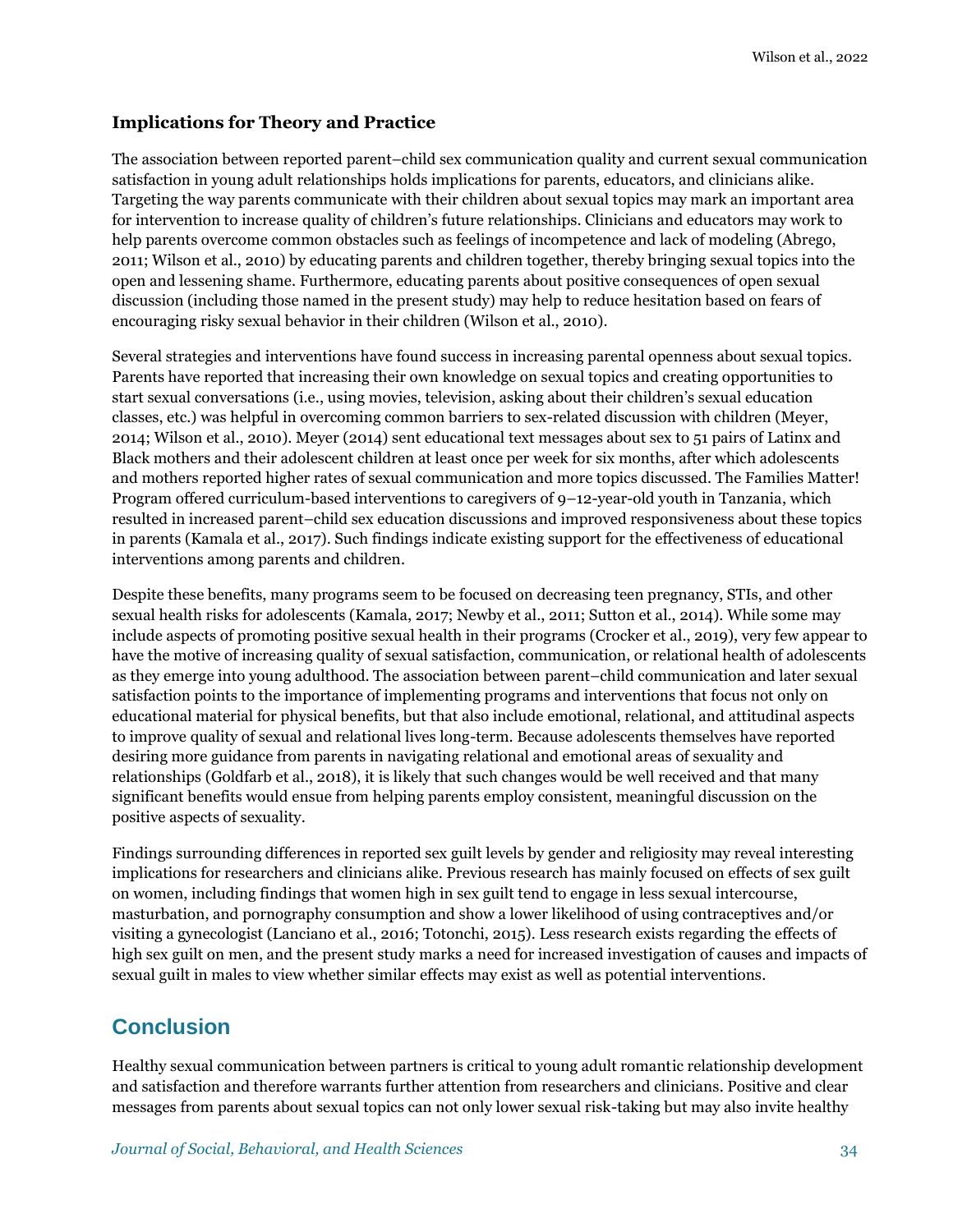### Implications for Theory and Practice

The association between reported parent–child sex communication quality and current sexual communication satisfaction in young adult relationships holds implications for parents, educators, and clinicians alike. Targeting the way parents communicate with their children about sexual topics may mark an important area for intervention to increase quality of children's future relationships. Clinicians and educators may work to help parents overcome common obstacles such as feelings of incompetence and lack of modeling (Abrego, 2011; Wilson et al., 2010) by educating parents and children together, thereby bringing sexual topics into the open and lessening shame. Furthermore, educating parents about positive consequences of open sexual discussion (including those named in the present study) may help to reduce hesitation based on fears of encouraging risky sexual behavior in their children (Wilson et al., 2010).

Several strategies and interventions have found success in increasing parental openness about sexual topics. Parents have reported that increasing their own knowledge on sexual topics and creating opportunities to start sexual conversations (i.e., using movies, television, asking about their children's sexual education classes, etc.) was helpful in overcoming common barriers to sex-related discussion with children (Meyer, 2014; Wilson et al., 2010). Meyer (2014) sent educational text messages about sex to 51 pairs of Latinx and Black mothers and their adolescent children at least once per week for six months, after which adolescents and mothers reported higher rates of sexual communication and more topics discussed. The Families Matter! Program offered curriculum-based interventions to caregivers of 9–12-year-old youth in Tanzania, which resulted in increased parent–child sex education discussions and improved responsiveness about these topics in parents (Kamala et al., 2017). Such findings indicate existing support for the effectiveness of educational interventions among parents and children.

Despite these benefits, many programs seem to be focused on decreasing teen pregnancy, STIs, and other sexual health risks for adolescents (Kamala, 2017; Newby et al., 2011; Sutton et al., 2014). While some may include aspects of promoting positive sexual health in their programs (Crocker et al., 2019), very few appear to have the motive of increasing quality of sexual satisfaction, communication, or relational health of adolescents as they emerge into young adulthood. The association between parent–child communication and later sexual satisfaction points to the importance of implementing programs and interventions that focus not only on educational material for physical benefits, but that also include emotional, relational, and attitudinal aspects to improve quality of sexual and relational lives long-term. Because adolescents themselves have reported desiring more guidance from parents in navigating relational and emotional areas of sexuality and relationships (Goldfarb et al., 2018), it is likely that such changes would be well received and that many significant benefits would ensue from helping parents employ consistent, meaningful discussion on the positive aspects of sexuality.

Findings surrounding differences in reported sex guilt levels by gender and religiosity may reveal interesting implications for researchers and clinicians alike. Previous research has mainly focused on effects of sex guilt on women, including findings that women high in sex guilt tend to engage in less sexual intercourse, masturbation, and pornography consumption and show a lower likelihood of using contraceptives and/or visiting a gynecologist (Lanciano et al., 2016; Totonchi, 2015). Less research exists regarding the effects of high sex guilt on men, and the present study marks a need for increased investigation of causes and impacts of sexual guilt in males to view whether similar effects may exist as well as potential interventions.

## Conclusion

Healthy sexual communication between partners is critical to young adult romantic relationship development and satisfaction and therefore warrants further attention from researchers and clinicians. Positive and clear messages from parents about sexual topics can not only lower sexual risk-taking but may also invite healthy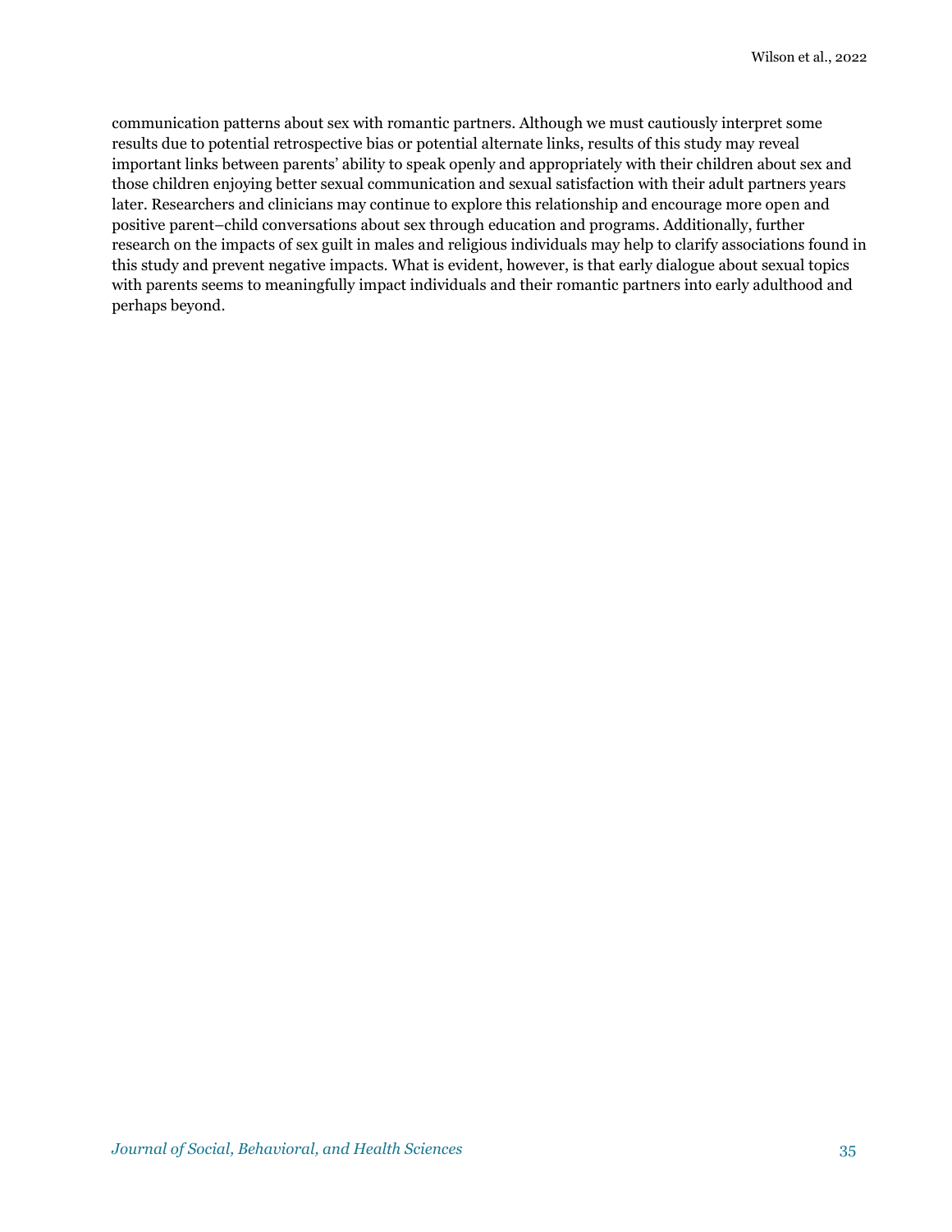communication patterns about sex with romantic partners. Although we must cautiously interpret some results due to potential retrospective bias or potential alternate links, results of this study may reveal important links between parents' ability to speak openly and appropriately with their children about sex and those children enjoying better sexual communication and sexual satisfaction with their adult partners years later. Researchers and clinicians may continue to explore this relationship and encourage more open and positive parent–child conversations about sex through education and programs. Additionally, further research on the impacts of sex guilt in males and religious individuals may help to clarify associations found in this study and prevent negative impacts. What is evident, however, is that early dialogue about sexual topics with parents seems to meaningfully impact individuals and their romantic partners into early adulthood and perhaps beyond.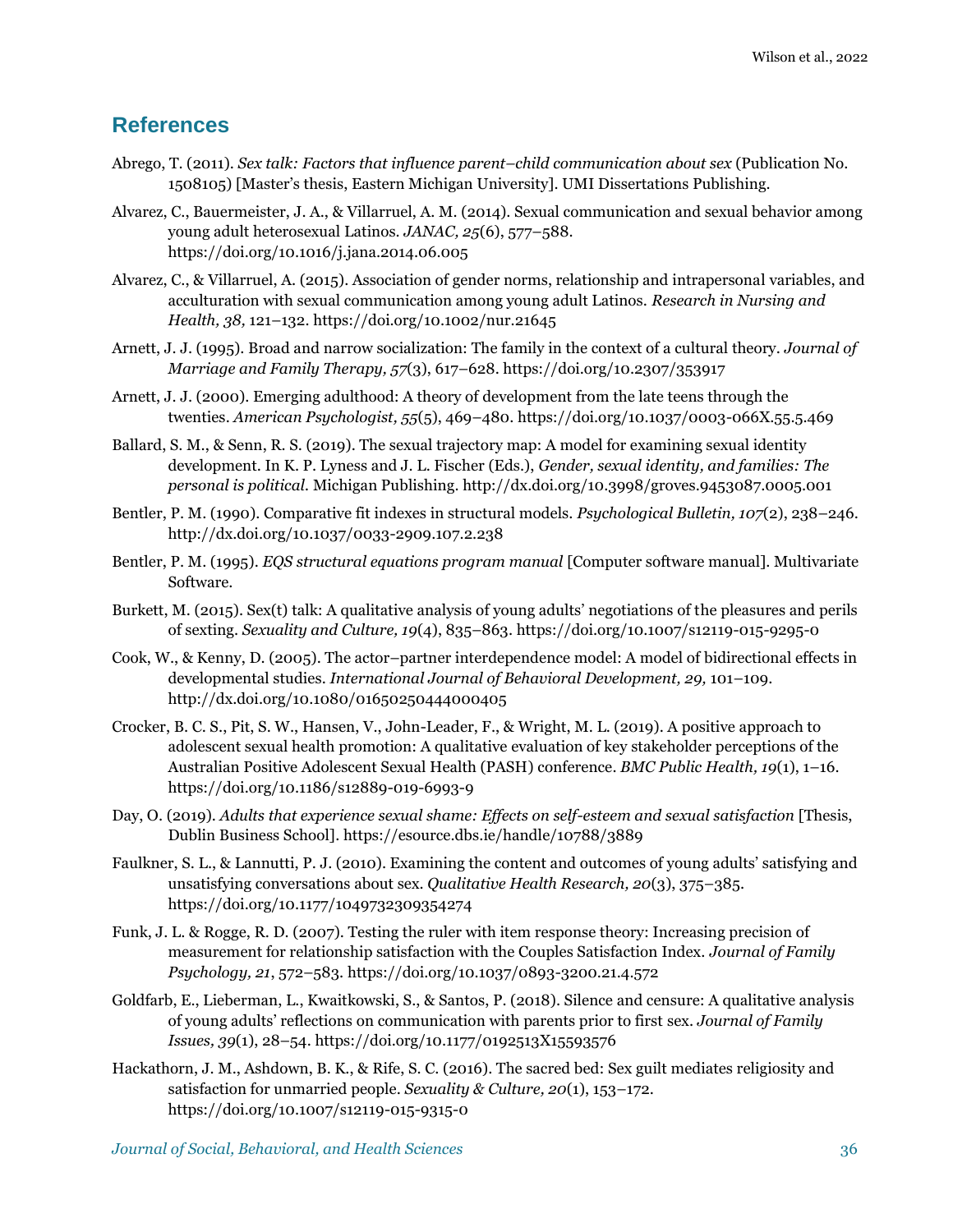## References

Abrego, T. (2011). *Sex talk: Factors that influence parent–child communication about sex* (Publication No. 1508105) [Master's thesis, Eastern Michigan University]. UMI Dissertations Publishing.

Alvarez, C., Bauermeister, J. A., & Villarruel, A. M. (2014). Sexual communication and sexual behavior among young adult heterosexual Latinos. *JANAC, 25*(6), 577–588. https://doi.org/10.1016/j.jana.2014.06.005

Alvarez, C., & Villarruel, A. (2015). Association of gender norms, relationship and intrapersonal variables, and acculturation with sexual communication among young adult Latinos. *Research in Nursing and Health, 38,* 121–132. https://doi.org/10.1002/nur.21645

Arnett, J. J. (1995). Broad and narrow socialization: The family in the context of a cultural theory. *Journal of Marriage and Family Therapy, 57*(3), 617–628. https://doi.org/10.2307/353917

Arnett, J. J. (2000). Emerging adulthood: A theory of development from the late teens through the twenties. *American Psychologist, 55*(5), 469–480. https://doi.org/10.1037/0003-066X.55.5.469

Ballard, S. M., & Senn, R. S. (2019). The sexual trajectory map: A model for examining sexual identity development. In K. P. Lyness and J. L. Fischer (Eds.), *Gender, sexual identity, and families: The personal is political.* Michigan Publishing. http://dx.doi.org/10.3998/groves.9453087.0005.001

Bentler, P. M. (1990). Comparative fit indexes in structural models. *Psychological Bulletin, 107*(2), 238–246. http://dx.doi.org/10.1037/0033-2909.107.2.238

Bentler, P. M. (1995). *EQS structural equations program manual* [Computer software manual]. Multivariate Software.

Burkett, M. (2015). Sex(t) talk: A qualitative analysis of young adults' negotiations of the pleasures and perils of sexting. *Sexuality and Culture, 19*(4), 835–863. https://doi.org/10.1007/s12119-015-9295-0

Cook, W., & Kenny, D. (2005). The actor–partner interdependence model: A model of bidirectional effects in developmental studies. *International Journal of Behavioral Development, 29,* 101–109. http://dx.doi.org/10.1080/01650250444000405

Crocker, B. C. S., Pit, S. W., Hansen, V., John-Leader, F., & Wright, M. L. (2019). A positive approach to adolescent sexual health promotion: A qualitative evaluation of key stakeholder perceptions of the Australian Positive Adolescent Sexual Health (PASH) conference. *BMC Public Health, 19*(1), 1–16. https://doi.org/10.1186/s12889-019-6993-9

Day, O. (2019). *Adults that experience sexual shame: Effects on self-esteem and sexual satisfaction* [Thesis, Dublin Business School]. https://esource.dbs.ie/handle/10788/3889

Faulkner, S. L., & Lannutti, P. J. (2010). Examining the content and outcomes of young adults' satisfying and unsatisfying conversations about sex. *Qualitative Health Research, 20*(3), 375–385. https://doi.org/10.1177/1049732309354274

Funk, J. L. & Rogge, R. D. (2007). Testing the ruler with item response theory: Increasing precision of measurement for relationship satisfaction with the Couples Satisfaction Index. *Journal of Family Psychology, 21*, 572–583. https://doi.org/10.1037/0893-3200.21.4.572

Goldfarb, E., Lieberman, L., Kwaitkowski, S., & Santos, P. (2018). Silence and censure: A qualitative analysis of young adults' reflections on communication with parents prior to first sex. *Journal of Family Issues, 39*(1), 28–54. https://doi.org/10.1177/0192513X15593576

Hackathorn, J. M., Ashdown, B. K., & Rife, S. C. (2016). The sacred bed: Sex guilt mediates religiosity and satisfaction for unmarried people. *Sexuality & Culture, 20*(1), 153–172. https://doi.org/10.1007/s12119-015-9315-0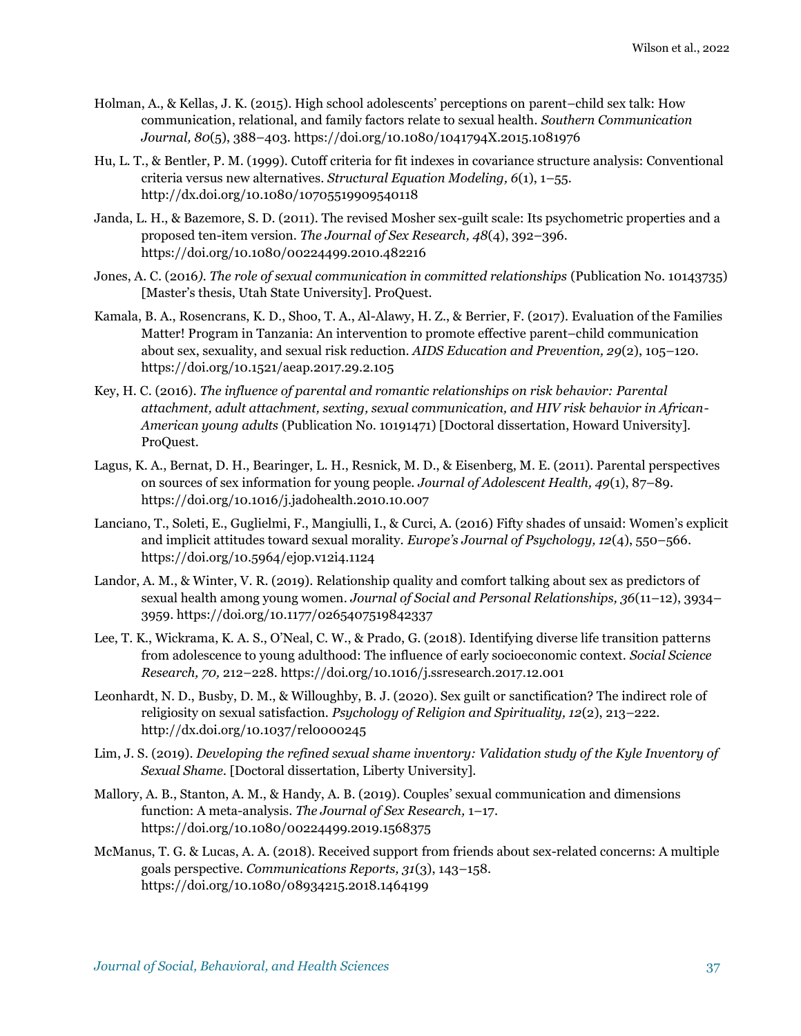Holman, A., & Kellas, J. K. (2015). High school adolescents' perceptions on parent–child sex talk: How communication, relational, and family factors relate to sexual health. *Southern Communication Journal, 80*(5), 388–403. https://doi.org/10.1080/1041794X.2015.1081976

Hu, L. T., & Bentler, P. M. (1999). Cutoff criteria for fit indexes in covariance structure analysis: Conventional criteria versus new alternatives. *Structural Equation Modeling, 6*(1), 1–55. http://dx.doi.org/10.1080/10705519909540118

Janda, L. H., & Bazemore, S. D. (2011). The revised Mosher sex-guilt scale: Its psychometric properties and a proposed ten-item version. *The Journal of Sex Research, 48*(4), 392–396. https://doi.org/10.1080/00224499.2010.482216

Jones, A. C. (2016*). The role of sexual communication in committed relationships* (Publication No. 10143735) [Master's thesis, Utah State University]. ProQuest.

Kamala, B. A., Rosencrans, K. D., Shoo, T. A., Al-Alawy, H. Z., & Berrier, F. (2017). Evaluation of the Families Matter! Program in Tanzania: An intervention to promote effective parent–child communication about sex, sexuality, and sexual risk reduction. *AIDS Education and Prevention, 29*(2), 105–120. https://doi.org/10.1521/aeap.2017.29.2.105

Key, H. C. (2016). *The influence of parental and romantic relationships on risk behavior: Parental attachment, adult attachment, sexting, sexual communication, and HIV risk behavior in African-American young adults* (Publication No. 10191471) [Doctoral dissertation, Howard University]. ProQuest.

Lagus, K. A., Bernat, D. H., Bearinger, L. H., Resnick, M. D., & Eisenberg, M. E. (2011). Parental perspectives on sources of sex information for young people. *Journal of Adolescent Health, 49*(1), 87–89. https://doi.org/10.1016/j.jadohealth.2010.10.007

Lanciano, T., Soleti, E., Guglielmi, F., Mangiulli, I., & Curci, A. (2016) Fifty shades of unsaid: Women's explicit and implicit attitudes toward sexual morality. *Europe's Journal of Psychology, 12*(4), 550–566. https://doi.org/10.5964/ejop.v12i4.1124

Landor, A. M., & Winter, V. R. (2019). Relationship quality and comfort talking about sex as predictors of sexual health among young women. *Journal of Social and Personal Relationships, 36*(11–12), 3934–3959. https://doi.org/10.1177/0265407519842337

Lee, T. K., Wickrama, K. A. S., O'Neal, C. W., & Prado, G. (2018). Identifying diverse life transition patterns from adolescence to young adulthood: The influence of early socioeconomic context. *Social Science Research, 70,* 212–228. https://doi.org/10.1016/j.ssresearch.2017.12.001

Leonhardt, N. D., Busby, D. M., & Willoughby, B. J. (2020). Sex guilt or sanctification? The indirect role of religiosity on sexual satisfaction. *Psychology of Religion and Spirituality, 12*(2), 213–222. http://dx.doi.org/10.1037/rel0000245

Lim, J. S. (2019). *Developing the refined sexual shame inventory: Validation study of the Kyle Inventory of Sexual Shame*. [Doctoral dissertation, Liberty University].

Mallory, A. B., Stanton, A. M., & Handy, A. B. (2019). Couples' sexual communication and dimensions function: A meta-analysis. *The Journal of Sex Research,* 1–17. https://doi.org/10.1080/00224499.2019.1568375

McManus, T. G. & Lucas, A. A. (2018). Received support from friends about sex-related concerns: A multiple goals perspective. *Communications Reports, 31*(3), 143–158. https://doi.org/10.1080/08934215.2018.1464199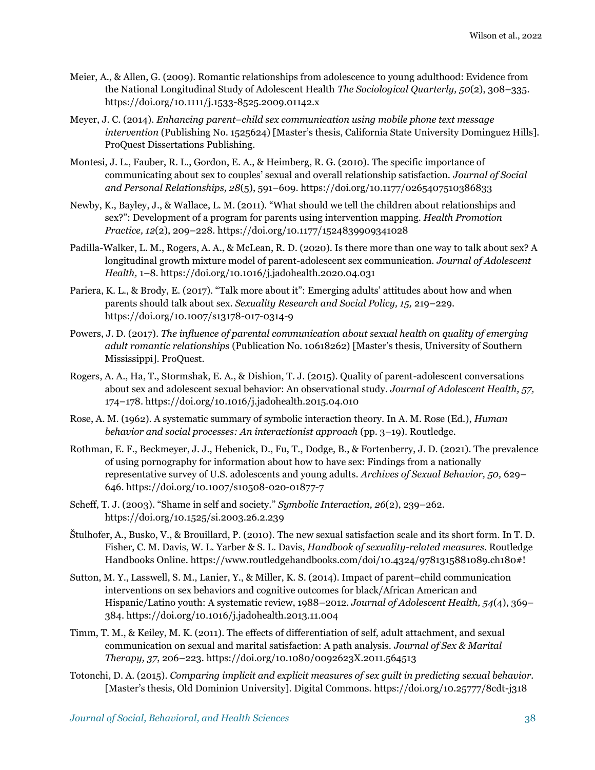Meier, A., & Allen, G. (2009). Romantic relationships from adolescence to young adulthood: Evidence from the National Longitudinal Study of Adolescent Health *The Sociological Quarterly, 50*(2), 308–335. https://doi.org/10.1111/j.1533-8525.2009.01142.x

Meyer, J. C. (2014). *Enhancing parent–child sex communication using mobile phone text message intervention* (Publishing No. 1525624) [Master's thesis, California State University Dominguez Hills]. ProQuest Dissertations Publishing.

Montesi, J. L., Fauber, R. L., Gordon, E. A., & Heimberg, R. G. (2010). The specific importance of communicating about sex to couples' sexual and overall relationship satisfaction. *Journal of Social and Personal Relationships, 28*(5), 591–609. https://doi.org/10.1177/0265407510386833

Newby, K., Bayley, J., & Wallace, L. M. (2011). "What should we tell the children about relationships and sex?": Development of a program for parents using intervention mapping. *Health Promotion Practice, 12*(2), 209–228. https://doi.org/10.1177/1524839909341028

Padilla-Walker, L. M., Rogers, A. A., & McLean, R. D. (2020). Is there more than one way to talk about sex? A longitudinal growth mixture model of parent-adolescent sex communication. *Journal of Adolescent Health,* 1–8. https://doi.org/10.1016/j.jadohealth.2020.04.031

Pariera, K. L., & Brody, E. (2017). "Talk more about it": Emerging adults' attitudes about how and when parents should talk about sex. *Sexuality Research and Social Policy, 15,* 219–229. https://doi.org/10.1007/s13178-017-0314-9

Powers, J. D. (2017). *The influence of parental communication about sexual health on quality of emerging adult romantic relationships* (Publication No. 10618262) [Master's thesis, University of Southern Mississippi]. ProQuest.

Rogers, A. A., Ha, T., Stormshak, E. A., & Dishion, T. J. (2015). Quality of parent-adolescent conversations about sex and adolescent sexual behavior: An observational study. *Journal of Adolescent Health, 57,* 174–178. https://doi.org/10.1016/j.jadohealth.2015.04.010

Rose, A. M. (1962). A systematic summary of symbolic interaction theory. In A. M. Rose (Ed.), *Human behavior and social processes: An interactionist approach* (pp. 3–19). Routledge.

Rothman, E. F., Beckmeyer, J. J., Hebenick, D., Fu, T., Dodge, B., & Fortenberry, J. D. (2021). The prevalence of using pornography for information about how to have sex: Findings from a nationally representative survey of U.S. adolescents and young adults. *Archives of Sexual Behavior, 50,* 629–646. https://doi.org/10.1007/s10508-020-01877-7

Scheff, T. J. (2003). "Shame in self and society." *Symbolic Interaction, 26*(2), 239–262. https://doi.org/10.1525/si.2003.26.2.239

Štulhofer, A., Busko, V., & Brouillard, P. (2010). The new sexual satisfaction scale and its short form. In T. D. Fisher, C. M. Davis, W. L. Yarber & S. L. Davis, *Handbook of sexuality-related measures*. Routledge Handbooks Online. https://www.routledgehandbooks.com/doi/10.4324/9781315881089.ch180#!

Sutton, M. Y., Lasswell, S. M., Lanier, Y., & Miller, K. S. (2014). Impact of parent–child communication interventions on sex behaviors and cognitive outcomes for black/African American and Hispanic/Latino youth: A systematic review, 1988–2012. *Journal of Adolescent Health, 54*(4), 369–384. https://doi.org/10.1016/j.jadohealth.2013.11.004

Timm, T. M., & Keiley, M. K. (2011). The effects of differentiation of self, adult attachment, and sexual communication on sexual and marital satisfaction: A path analysis. *Journal of Sex & Marital Therapy, 37,* 206–223. https://doi.org/10.1080/0092623X.2011.564513

Totonchi, D. A. (2015). *Comparing implicit and explicit measures of sex guilt in predicting sexual behavior.* [Master's thesis, Old Dominion University]. Digital Commons. https://doi.org/10.25777/8cdt-j318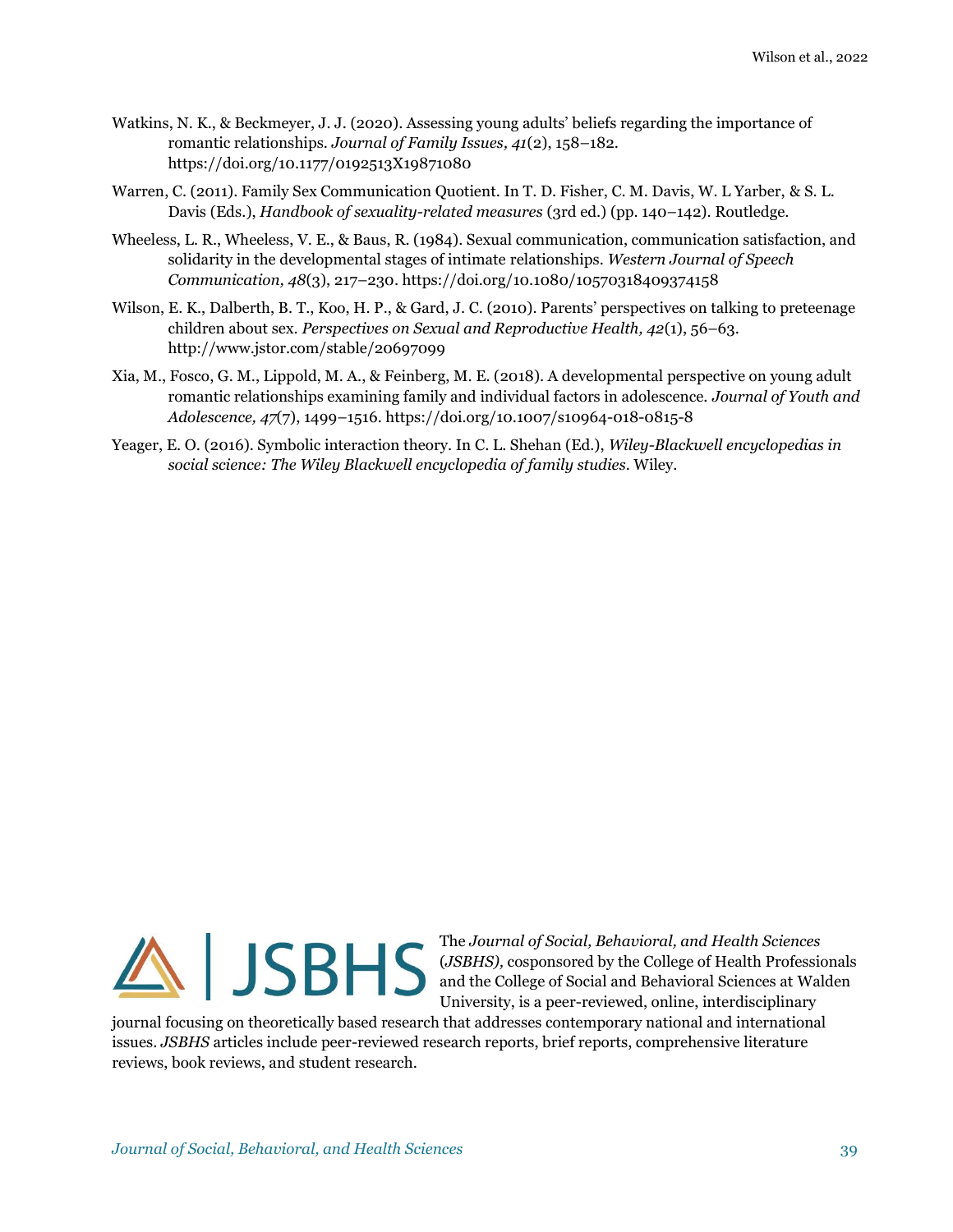Watkins, N. K., & Beckmeyer, J. J. (2020). Assessing young adults' beliefs regarding the importance of romantic relationships. *Journal of Family Issues, 41*(2), 158–182. https://doi.org/10.1177/0192513X19871080

Warren, C. (2011). Family Sex Communication Quotient. In T. D. Fisher, C. M. Davis, W. L Yarber, & S. L. Davis (Eds.), *Handbook of sexuality-related measures* (3rd ed.) (pp. 140–142). Routledge.

Wheeless, L. R., Wheeless, V. E., & Baus, R. (1984). Sexual communication, communication satisfaction, and solidarity in the developmental stages of intimate relationships. *Western Journal of Speech Communication, 48*(3), 217–230. https://doi.org/10.1080/10570318409374158

Wilson, E. K., Dalberth, B. T., Koo, H. P., & Gard, J. C. (2010). Parents' perspectives on talking to preteenage children about sex. *Perspectives on Sexual and Reproductive Health, 42*(1), 56–63. http://www.jstor.com/stable/20697099

Xia, M., Fosco, G. M., Lippold, M. A., & Feinberg, M. E. (2018). A developmental perspective on young adult romantic relationships examining family and individual factors in adolescence. *Journal of Youth and Adolescence, 47*(7), 1499–1516. https://doi.org/10.1007/s10964-018-0815-8

Yeager, E. O. (2016). Symbolic interaction theory. In C. L. Shehan (Ed.), *Wiley-Blackwell encyclopedias in social science: The Wiley Blackwell encyclopedia of family studies*. Wiley.

JSBHS

The *Journal of Social, Behavioral, and Health Sciences* (*JSBHS*), cosponsored by the College of Health Professionals and the College of Social and Behavioral Sciences at Walden University, is a peer-reviewed, online, interdisciplinary journal focusing on theoretically based research that addresses contemporary national and international issues. *JSBHS* articles include peer-reviewed research reports, brief reports, comprehensive literature reviews, book reviews, and student research.